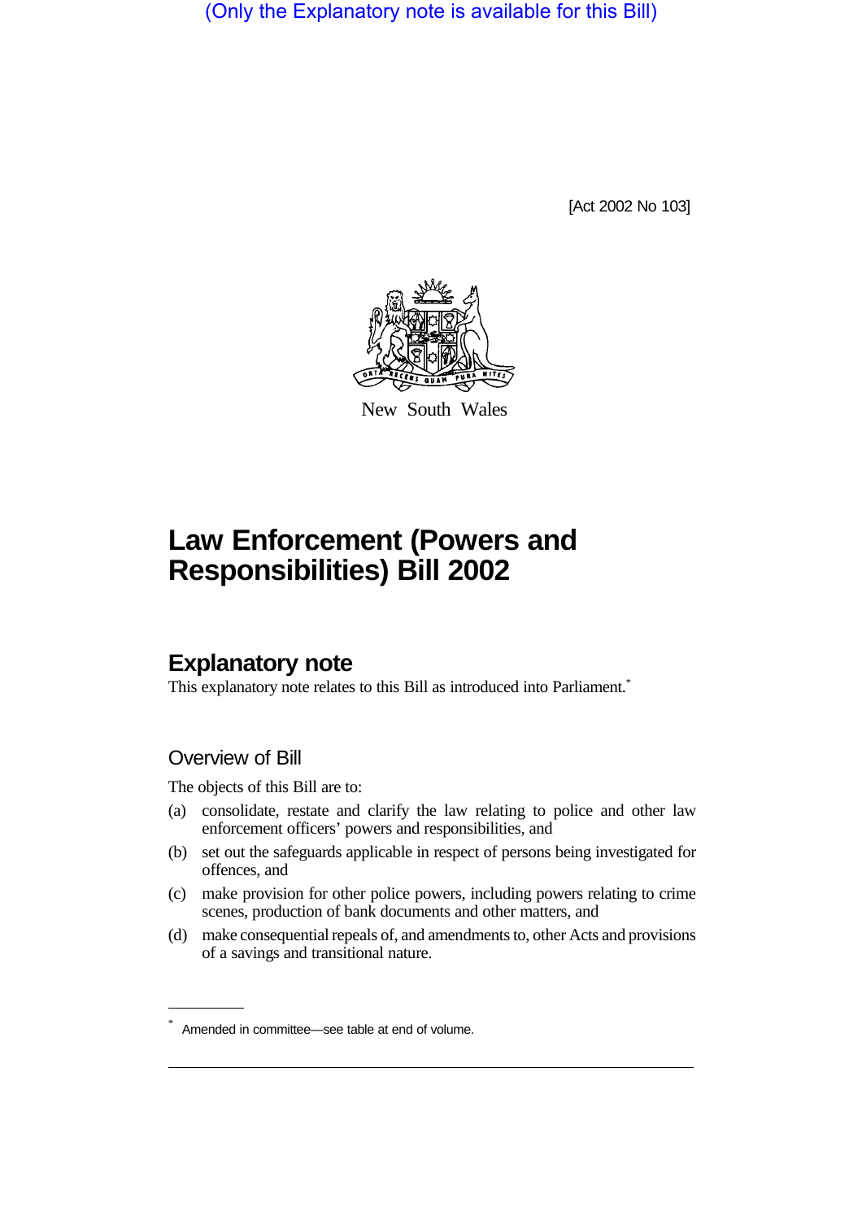(Only the Explanatory note is available for this Bill)

[Act 2002 No 103]

New South Wales

# Law Enforcement (Powers and Responsibilities) Bill 2002

## Explanatory note

This explanatory note relates to this Bill as introduced into Parliament.*

### Overview of Bill

The objects of this Bill are to:

(a) consolidate, restate and clarify the law relating to police and other law enforcement officers' powers and responsibilities, and

(b) set out the safeguards applicable in respect of persons being investigated for offences, and

(c) make provision for other police powers, including powers relating to crime scenes, production of bank documents and other matters, and

(d) make consequential repeals of, and amendments to, other Acts and provisions of a savings and transitional nature.

* Amended in committee—see table at end of volume.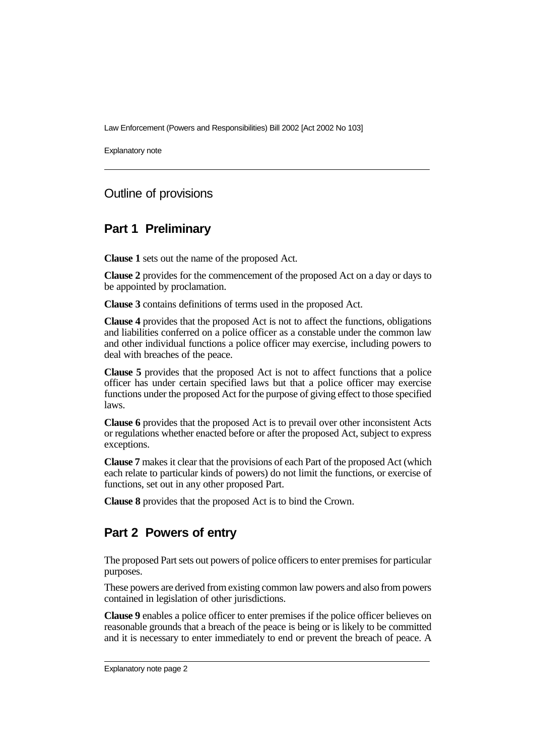## Outline of provisions

## Part 1 Preliminary

**Clause 1** sets out the name of the proposed Act.

**Clause 2** provides for the commencement of the proposed Act on a day or days to be appointed by proclamation.

**Clause 3** contains definitions of terms used in the proposed Act.

**Clause 4** provides that the proposed Act is not to affect the functions, obligations and liabilities conferred on a police officer as a constable under the common law and other individual functions a police officer may exercise, including powers to deal with breaches of the peace.

**Clause 5** provides that the proposed Act is not to affect functions that a police officer has under certain specified laws but that a police officer may exercise functions under the proposed Act for the purpose of giving effect to those specified laws.

**Clause 6** provides that the proposed Act is to prevail over other inconsistent Acts or regulations whether enacted before or after the proposed Act, subject to express exceptions.

**Clause 7** makes it clear that the provisions of each Part of the proposed Act (which each relate to particular kinds of powers) do not limit the functions, or exercise of functions, set out in any other proposed Part.

**Clause 8** provides that the proposed Act is to bind the Crown.

## Part 2 Powers of entry

The proposed Part sets out powers of police officers to enter premises for particular purposes.

These powers are derived from existing common law powers and also from powers contained in legislation of other jurisdictions.

**Clause 9** enables a police officer to enter premises if the police officer believes on reasonable grounds that a breach of the peace is being or is likely to be committed and it is necessary to enter immediately to end or prevent the breach of peace. A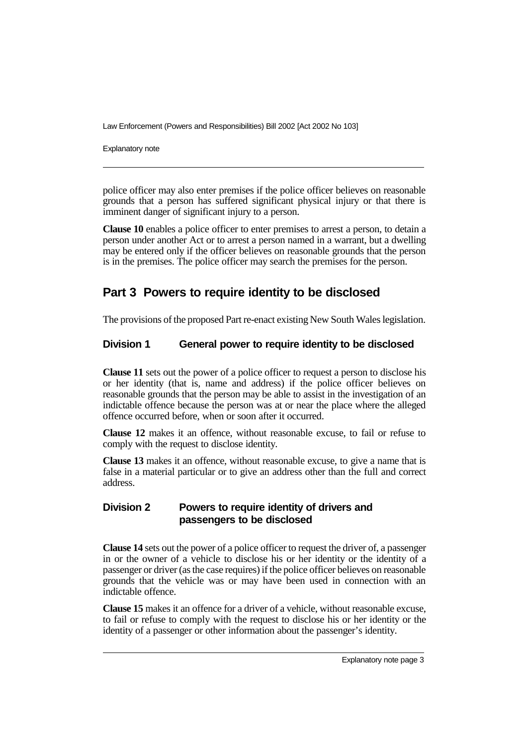police officer may also enter premises if the police officer believes on reasonable grounds that a person has suffered significant physical injury or that there is imminent danger of significant injury to a person.

**Clause 10** enables a police officer to enter premises to arrest a person, to detain a person under another Act or to arrest a person named in a warrant, but a dwelling may be entered only if the officer believes on reasonable grounds that the person is in the premises. The police officer may search the premises for the person.

## Part 3 Powers to require identity to be disclosed

The provisions of the proposed Part re-enact existing New South Wales legislation.

### Division 1 General power to require identity to be disclosed

**Clause 11** sets out the power of a police officer to request a person to disclose his or her identity (that is, name and address) if the police officer believes on reasonable grounds that the person may be able to assist in the investigation of an indictable offence because the person was at or near the place where the alleged offence occurred before, when or soon after it occurred.

**Clause 12** makes it an offence, without reasonable excuse, to fail or refuse to comply with the request to disclose identity.

**Clause 13** makes it an offence, without reasonable excuse, to give a name that is false in a material particular or to give an address other than the full and correct address.

### Division 2 Powers to require identity of drivers and passengers to be disclosed

**Clause 14** sets out the power of a police officer to request the driver of, a passenger in or the owner of a vehicle to disclose his or her identity or the identity of a passenger or driver (as the case requires) if the police officer believes on reasonable grounds that the vehicle was or may have been used in connection with an indictable offence.

**Clause 15** makes it an offence for a driver of a vehicle, without reasonable excuse, to fail or refuse to comply with the request to disclose his or her identity or the identity of a passenger or other information about the passenger's identity.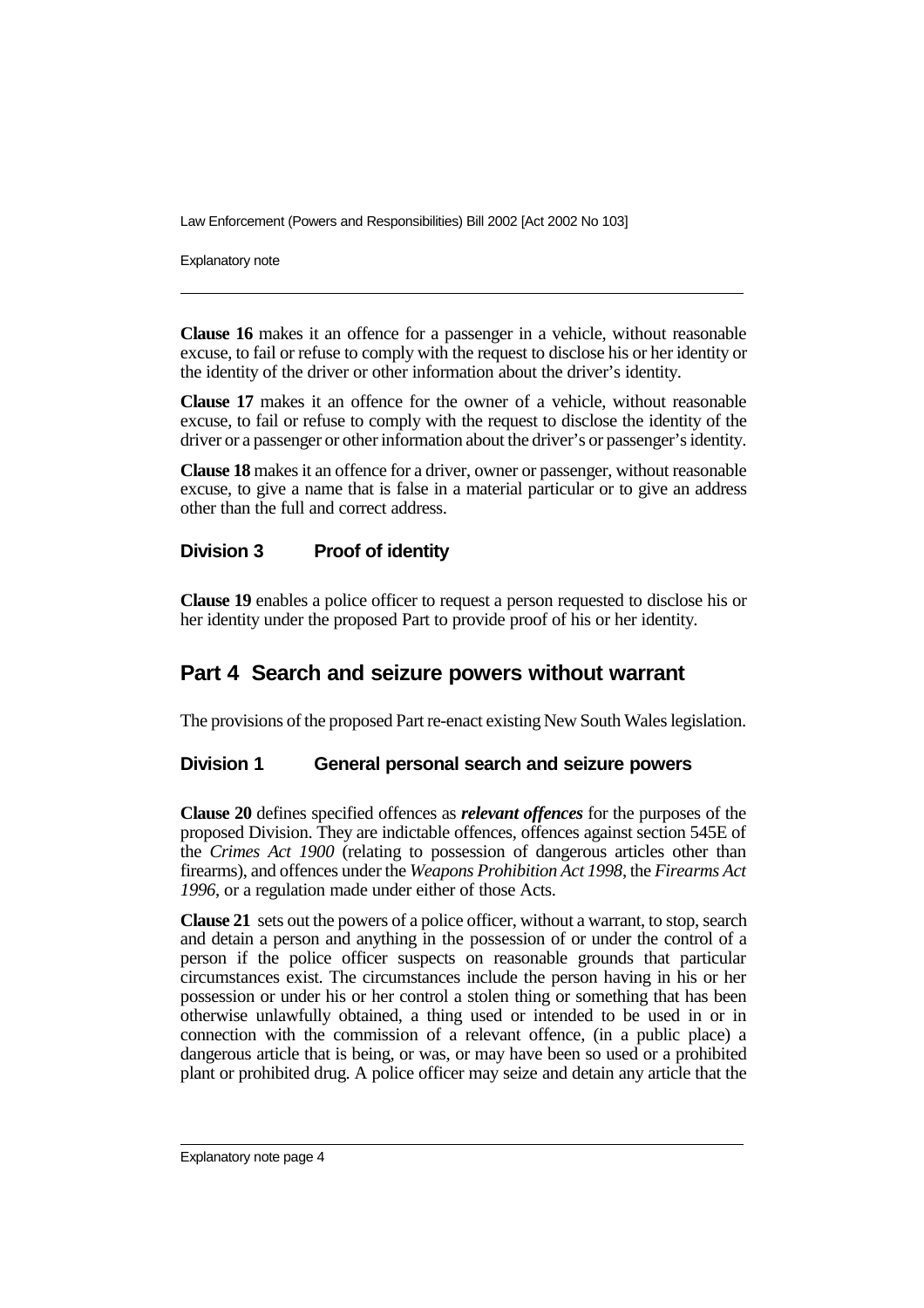**Clause 16** makes it an offence for a passenger in a vehicle, without reasonable excuse, to fail or refuse to comply with the request to disclose his or her identity or the identity of the driver or other information about the driver's identity.

**Clause 17** makes it an offence for the owner of a vehicle, without reasonable excuse, to fail or refuse to comply with the request to disclose the identity of the driver or a passenger or other information about the driver's or passenger's identity.

**Clause 18** makes it an offence for a driver, owner or passenger, without reasonable excuse, to give a name that is false in a material particular or to give an address other than the full and correct address.

### Division 3 Proof of identity

**Clause 19** enables a police officer to request a person requested to disclose his or her identity under the proposed Part to provide proof of his or her identity.

## Part 4 Search and seizure powers without warrant

The provisions of the proposed Part re-enact existing New South Wales legislation.

### Division 1 General personal search and seizure powers

**Clause 20** defines specified offences as ***relevant offences*** for the purposes of the proposed Division. They are indictable offences, offences against section 545E of the *Crimes Act 1900* (relating to possession of dangerous articles other than firearms), and offences under the *Weapons Prohibition Act 1998*, the *Firearms Act 1996*, or a regulation made under either of those Acts.

**Clause 21** sets out the powers of a police officer, without a warrant, to stop, search and detain a person and anything in the possession of or under the control of a person if the police officer suspects on reasonable grounds that particular circumstances exist. The circumstances include the person having in his or her possession or under his or her control a stolen thing or something that has been otherwise unlawfully obtained, a thing used or intended to be used in or in connection with the commission of a relevant offence, (in a public place) a dangerous article that is being, or was, or may have been so used or a prohibited plant or prohibited drug. A police officer may seize and detain any article that the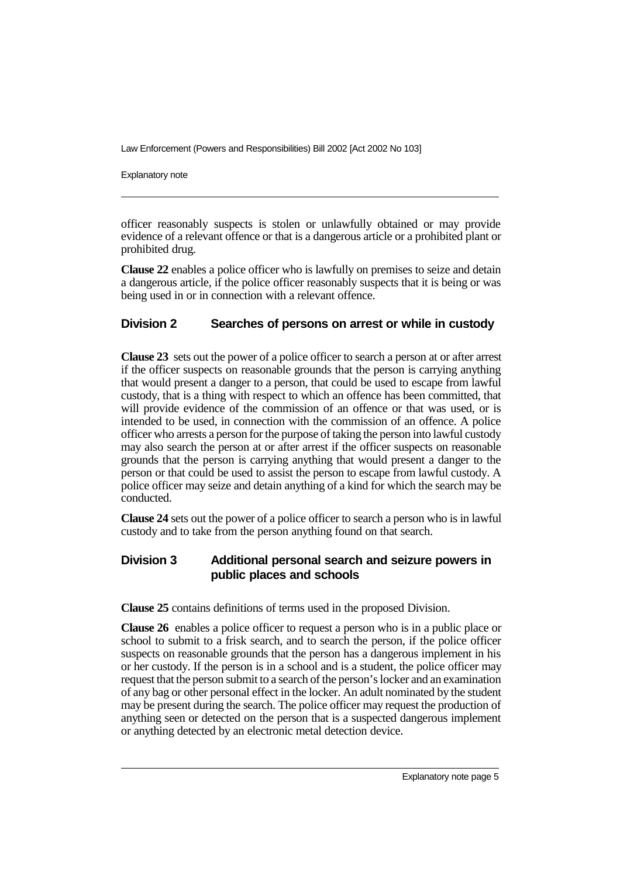officer reasonably suspects is stolen or unlawfully obtained or may provide evidence of a relevant offence or that is a dangerous article or a prohibited plant or prohibited drug.

**Clause 22** enables a police officer who is lawfully on premises to seize and detain a dangerous article, if the police officer reasonably suspects that it is being or was being used in or in connection with a relevant offence.

## Division 2 Searches of persons on arrest or while in custody

**Clause 23** sets out the power of a police officer to search a person at or after arrest if the officer suspects on reasonable grounds that the person is carrying anything that would present a danger to a person, that could be used to escape from lawful custody, that is a thing with respect to which an offence has been committed, that will provide evidence of the commission of an offence or that was used, or is intended to be used, in connection with the commission of an offence. A police officer who arrests a person for the purpose of taking the person into lawful custody may also search the person at or after arrest if the officer suspects on reasonable grounds that the person is carrying anything that would present a danger to the person or that could be used to assist the person to escape from lawful custody. A police officer may seize and detain anything of a kind for which the search may be conducted.

**Clause 24** sets out the power of a police officer to search a person who is in lawful custody and to take from the person anything found on that search.

## Division 3 Additional personal search and seizure powers in public places and schools

**Clause 25** contains definitions of terms used in the proposed Division.

**Clause 26** enables a police officer to request a person who is in a public place or school to submit to a frisk search, and to search the person, if the police officer suspects on reasonable grounds that the person has a dangerous implement in his or her custody. If the person is in a school and is a student, the police officer may request that the person submit to a search of the person's locker and an examination of any bag or other personal effect in the locker. An adult nominated by the student may be present during the search. The police officer may request the production of anything seen or detected on the person that is a suspected dangerous implement or anything detected by an electronic metal detection device.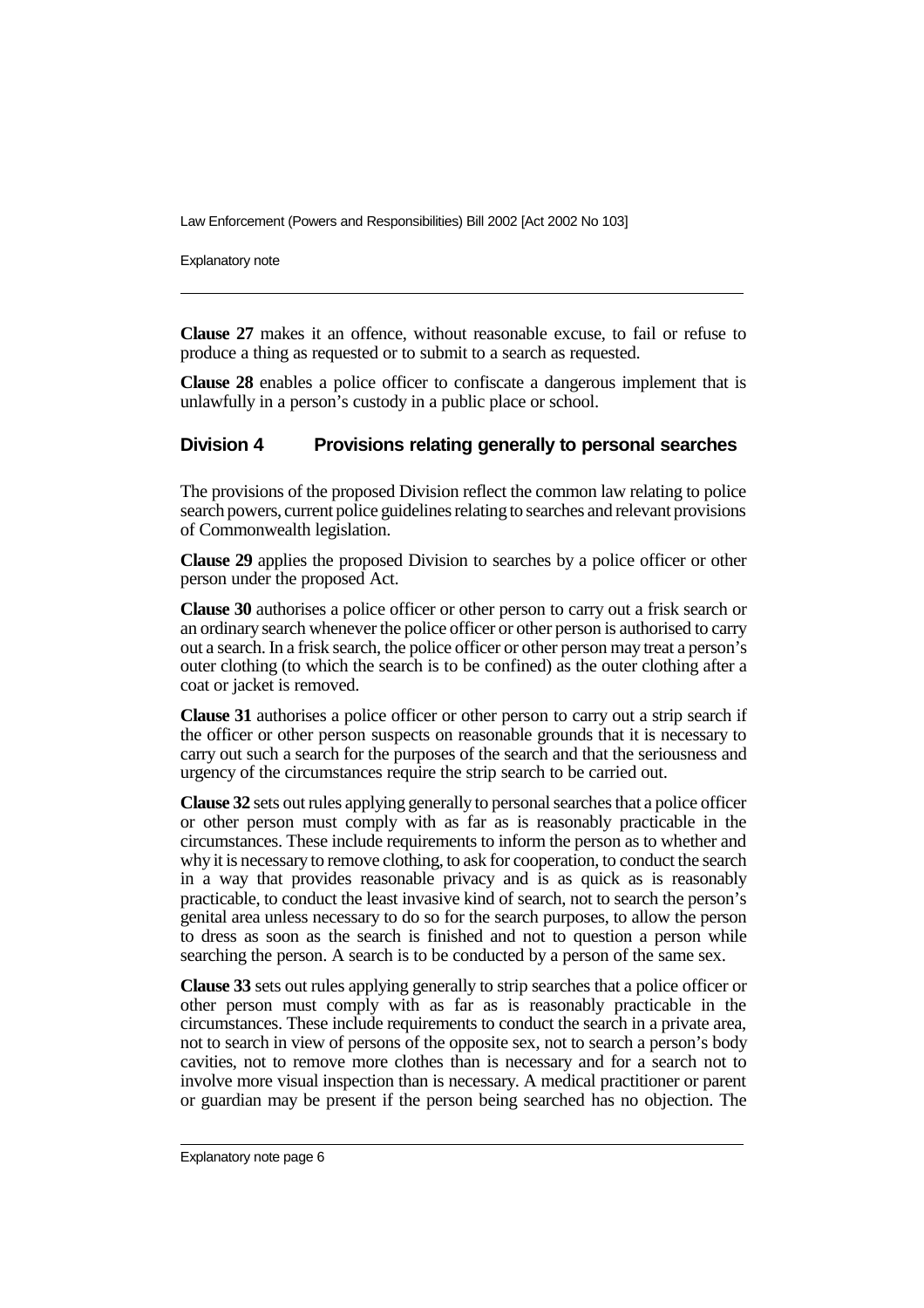**Clause 27** makes it an offence, without reasonable excuse, to fail or refuse to produce a thing as requested or to submit to a search as requested.

**Clause 28** enables a police officer to confiscate a dangerous implement that is unlawfully in a person's custody in a public place or school.

## Division 4 Provisions relating generally to personal searches

The provisions of the proposed Division reflect the common law relating to police search powers, current police guidelines relating to searches and relevant provisions of Commonwealth legislation.

**Clause 29** applies the proposed Division to searches by a police officer or other person under the proposed Act.

**Clause 30** authorises a police officer or other person to carry out a frisk search or an ordinary search whenever the police officer or other person is authorised to carry out a search. In a frisk search, the police officer or other person may treat a person's outer clothing (to which the search is to be confined) as the outer clothing after a coat or jacket is removed.

**Clause 31** authorises a police officer or other person to carry out a strip search if the officer or other person suspects on reasonable grounds that it is necessary to carry out such a search for the purposes of the search and that the seriousness and urgency of the circumstances require the strip search to be carried out.

**Clause 32** sets out rules applying generally to personal searches that a police officer or other person must comply with as far as is reasonably practicable in the circumstances. These include requirements to inform the person as to whether and why it is necessary to remove clothing, to ask for cooperation, to conduct the search in a way that provides reasonable privacy and is as quick as is reasonably practicable, to conduct the least invasive kind of search, not to search the person's genital area unless necessary to do so for the search purposes, to allow the person to dress as soon as the search is finished and not to question a person while searching the person. A search is to be conducted by a person of the same sex.

**Clause 33** sets out rules applying generally to strip searches that a police officer or other person must comply with as far as is reasonably practicable in the circumstances. These include requirements to conduct the search in a private area, not to search in view of persons of the opposite sex, not to search a person's body cavities, not to remove more clothes than is necessary and for a search not to involve more visual inspection than is necessary. A medical practitioner or parent or guardian may be present if the person being searched has no objection. The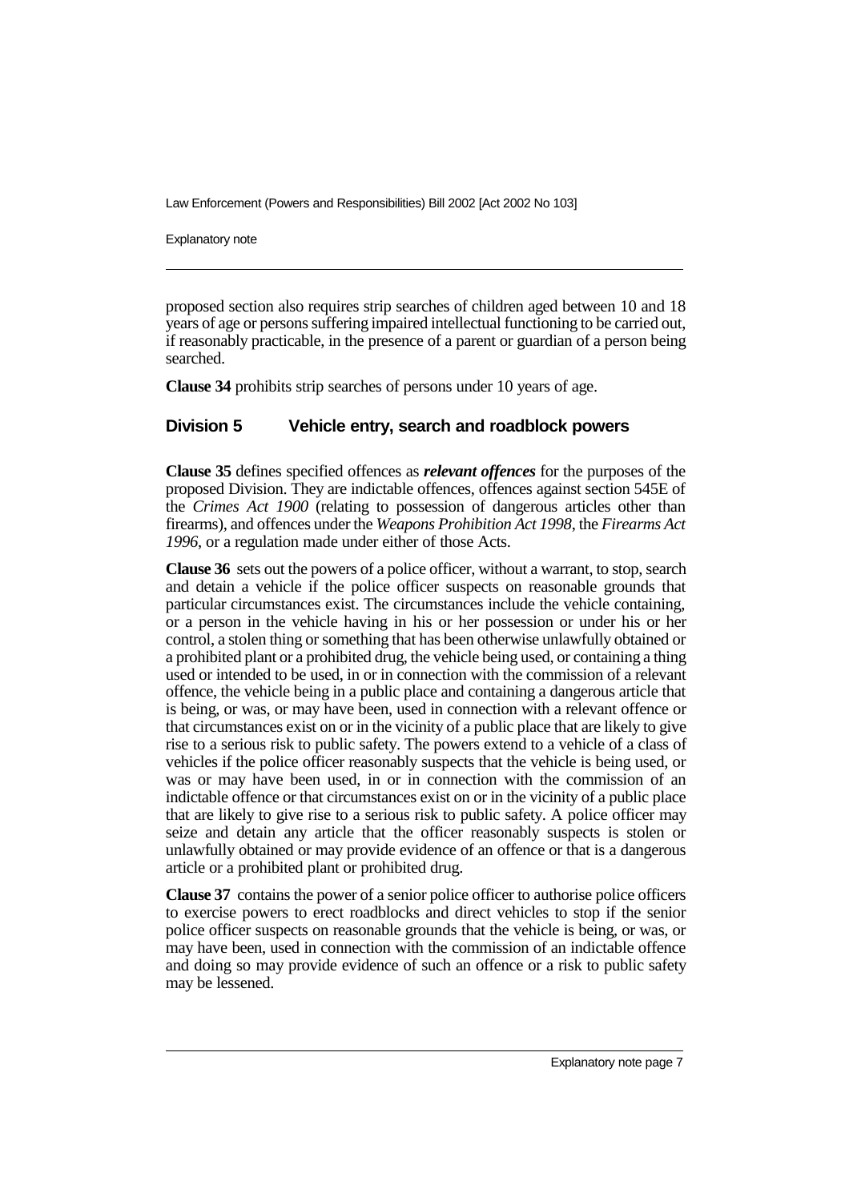proposed section also requires strip searches of children aged between 10 and 18 years of age or persons suffering impaired intellectual functioning to be carried out, if reasonably practicable, in the presence of a parent or guardian of a person being searched.

**Clause 34** prohibits strip searches of persons under 10 years of age.

## Division 5 Vehicle entry, search and roadblock powers

**Clause 35** defines specified offences as ***relevant offences*** for the purposes of the proposed Division. They are indictable offences, offences against section 545E of the *Crimes Act 1900* (relating to possession of dangerous articles other than firearms), and offences under the *Weapons Prohibition Act 1998*, the *Firearms Act 1996*, or a regulation made under either of those Acts.

**Clause 36** sets out the powers of a police officer, without a warrant, to stop, search and detain a vehicle if the police officer suspects on reasonable grounds that particular circumstances exist. The circumstances include the vehicle containing, or a person in the vehicle having in his or her possession or under his or her control, a stolen thing or something that has been otherwise unlawfully obtained or a prohibited plant or a prohibited drug, the vehicle being used, or containing a thing used or intended to be used, in or in connection with the commission of a relevant offence, the vehicle being in a public place and containing a dangerous article that is being, or was, or may have been, used in connection with a relevant offence or that circumstances exist on or in the vicinity of a public place that are likely to give rise to a serious risk to public safety. The powers extend to a vehicle of a class of vehicles if the police officer reasonably suspects that the vehicle is being used, or was or may have been used, in or in connection with the commission of an indictable offence or that circumstances exist on or in the vicinity of a public place that are likely to give rise to a serious risk to public safety. A police officer may seize and detain any article that the officer reasonably suspects is stolen or unlawfully obtained or may provide evidence of an offence or that is a dangerous article or a prohibited plant or prohibited drug.

**Clause 37** contains the power of a senior police officer to authorise police officers to exercise powers to erect roadblocks and direct vehicles to stop if the senior police officer suspects on reasonable grounds that the vehicle is being, or was, or may have been, used in connection with the commission of an indictable offence and doing so may provide evidence of such an offence or a risk to public safety may be lessened.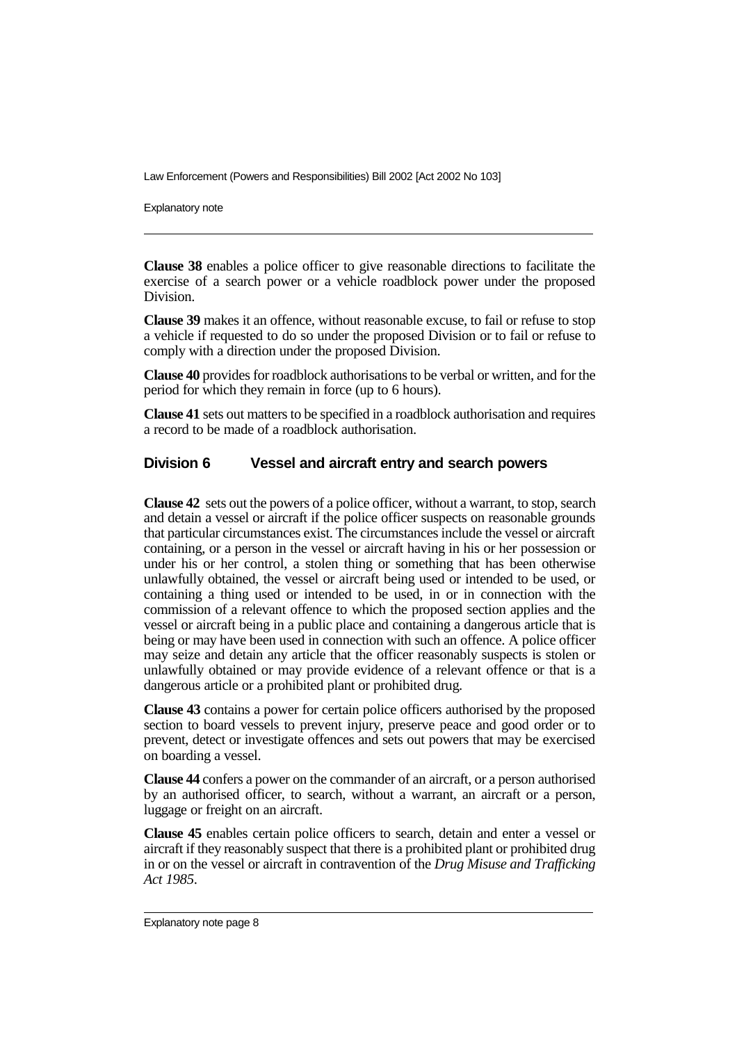**Clause 38** enables a police officer to give reasonable directions to facilitate the exercise of a search power or a vehicle roadblock power under the proposed Division.

**Clause 39** makes it an offence, without reasonable excuse, to fail or refuse to stop a vehicle if requested to do so under the proposed Division or to fail or refuse to comply with a direction under the proposed Division.

**Clause 40** provides for roadblock authorisations to be verbal or written, and for the period for which they remain in force (up to 6 hours).

**Clause 41** sets out matters to be specified in a roadblock authorisation and requires a record to be made of a roadblock authorisation.

## Division 6 Vessel and aircraft entry and search powers

**Clause 42** sets out the powers of a police officer, without a warrant, to stop, search and detain a vessel or aircraft if the police officer suspects on reasonable grounds that particular circumstances exist. The circumstances include the vessel or aircraft containing, or a person in the vessel or aircraft having in his or her possession or under his or her control, a stolen thing or something that has been otherwise unlawfully obtained, the vessel or aircraft being used or intended to be used, or containing a thing used or intended to be used, in or in connection with the commission of a relevant offence to which the proposed section applies and the vessel or aircraft being in a public place and containing a dangerous article that is being or may have been used in connection with such an offence. A police officer may seize and detain any article that the officer reasonably suspects is stolen or unlawfully obtained or may provide evidence of a relevant offence or that is a dangerous article or a prohibited plant or prohibited drug.

**Clause 43** contains a power for certain police officers authorised by the proposed section to board vessels to prevent injury, preserve peace and good order or to prevent, detect or investigate offences and sets out powers that may be exercised on boarding a vessel.

**Clause 44** confers a power on the commander of an aircraft, or a person authorised by an authorised officer, to search, without a warrant, an aircraft or a person, luggage or freight on an aircraft.

**Clause 45** enables certain police officers to search, detain and enter a vessel or aircraft if they reasonably suspect that there is a prohibited plant or prohibited drug in or on the vessel or aircraft in contravention of the *Drug Misuse and Trafficking Act 1985*.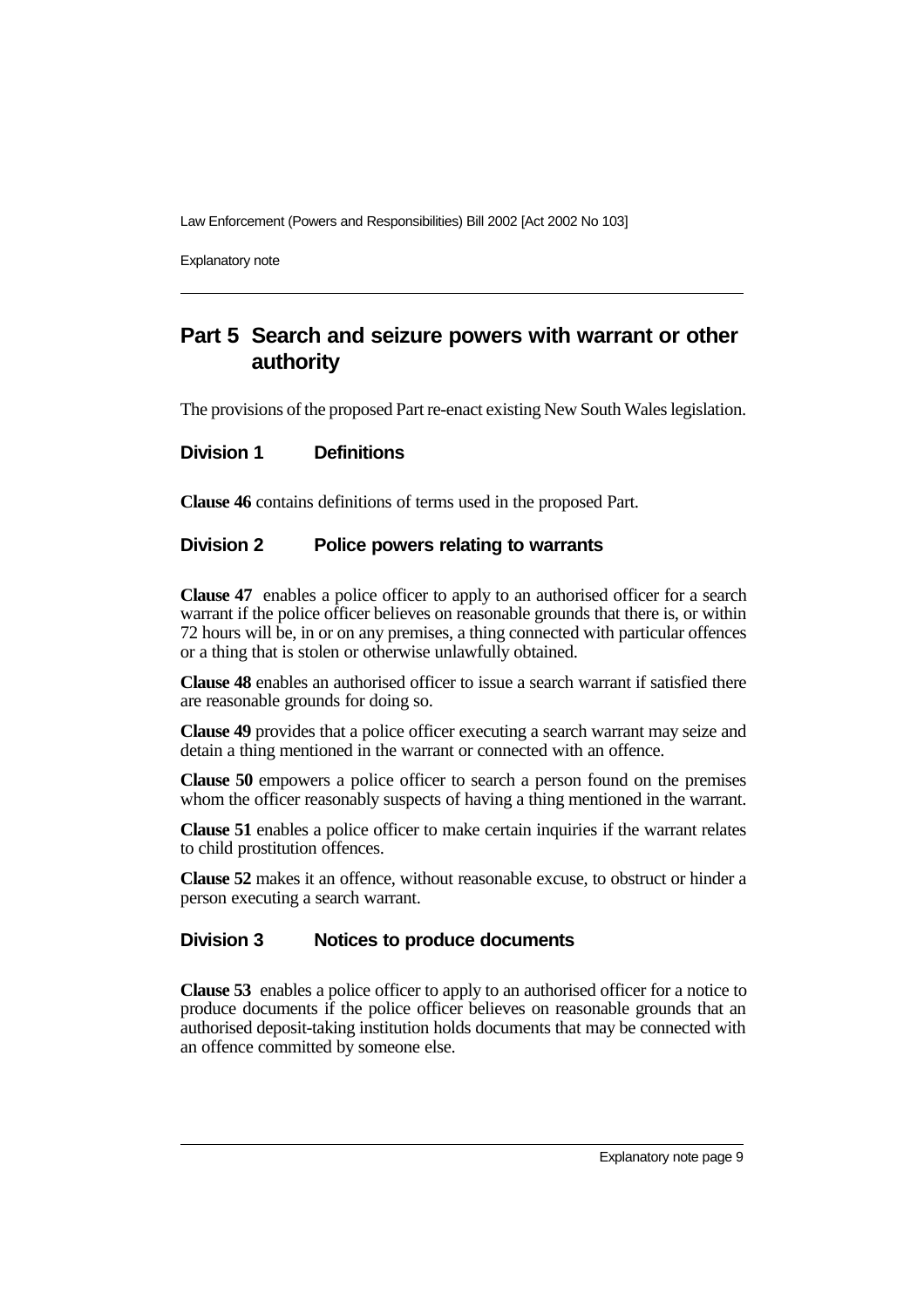## Part 5 Search and seizure powers with warrant or other authority

The provisions of the proposed Part re-enact existing New South Wales legislation.

### Division 1 Definitions

**Clause 46** contains definitions of terms used in the proposed Part.

### Division 2 Police powers relating to warrants

**Clause 47** enables a police officer to apply to an authorised officer for a search warrant if the police officer believes on reasonable grounds that there is, or within 72 hours will be, in or on any premises, a thing connected with particular offences or a thing that is stolen or otherwise unlawfully obtained.

**Clause 48** enables an authorised officer to issue a search warrant if satisfied there are reasonable grounds for doing so.

**Clause 49** provides that a police officer executing a search warrant may seize and detain a thing mentioned in the warrant or connected with an offence.

**Clause 50** empowers a police officer to search a person found on the premises whom the officer reasonably suspects of having a thing mentioned in the warrant.

**Clause 51** enables a police officer to make certain inquiries if the warrant relates to child prostitution offences.

**Clause 52** makes it an offence, without reasonable excuse, to obstruct or hinder a person executing a search warrant.

### Division 3 Notices to produce documents

**Clause 53** enables a police officer to apply to an authorised officer for a notice to produce documents if the police officer believes on reasonable grounds that an authorised deposit-taking institution holds documents that may be connected with an offence committed by someone else.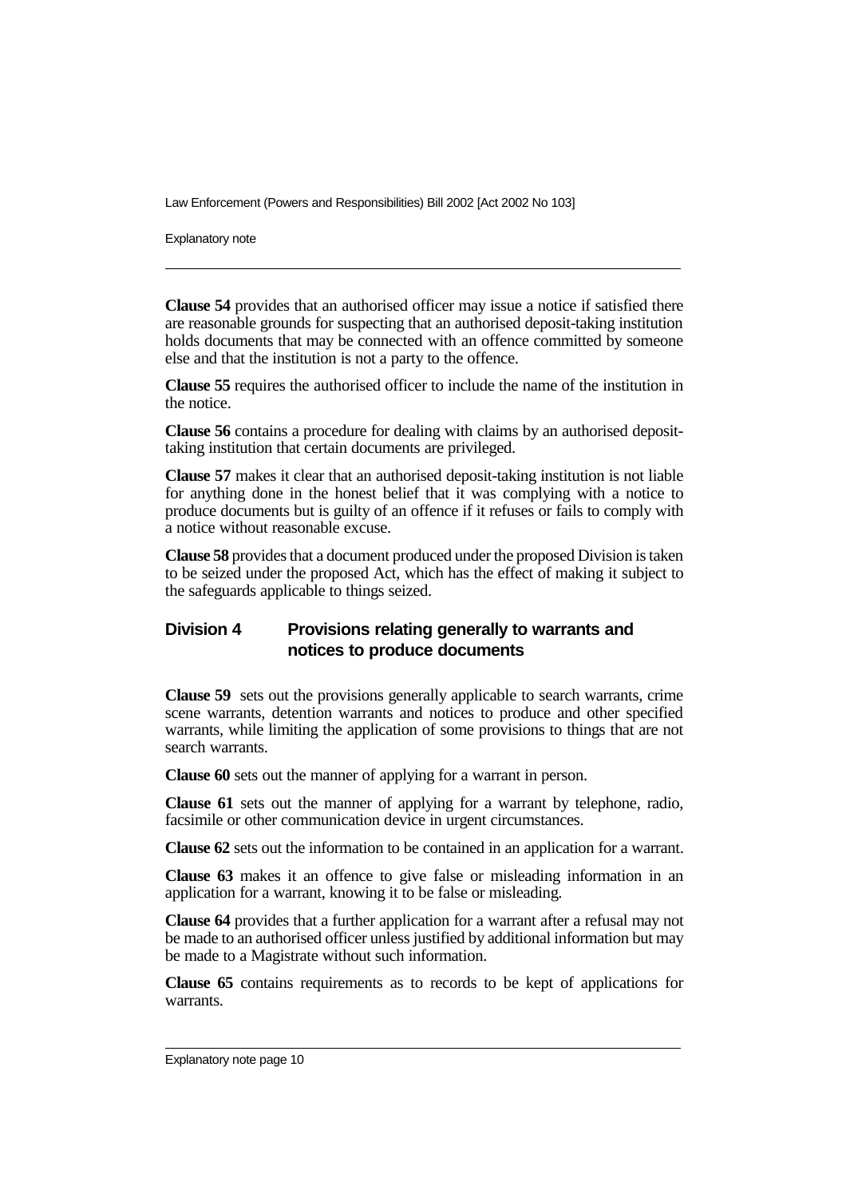**Clause 54** provides that an authorised officer may issue a notice if satisfied there are reasonable grounds for suspecting that an authorised deposit-taking institution holds documents that may be connected with an offence committed by someone else and that the institution is not a party to the offence.

**Clause 55** requires the authorised officer to include the name of the institution in the notice.

**Clause 56** contains a procedure for dealing with claims by an authorised deposit-taking institution that certain documents are privileged.

**Clause 57** makes it clear that an authorised deposit-taking institution is not liable for anything done in the honest belief that it was complying with a notice to produce documents but is guilty of an offence if it refuses or fails to comply with a notice without reasonable excuse.

**Clause 58** provides that a document produced under the proposed Division is taken to be seized under the proposed Act, which has the effect of making it subject to the safeguards applicable to things seized.

## Division 4 Provisions relating generally to warrants and notices to produce documents

**Clause 59** sets out the provisions generally applicable to search warrants, crime scene warrants, detention warrants and notices to produce and other specified warrants, while limiting the application of some provisions to things that are not search warrants.

**Clause 60** sets out the manner of applying for a warrant in person.

**Clause 61** sets out the manner of applying for a warrant by telephone, radio, facsimile or other communication device in urgent circumstances.

**Clause 62** sets out the information to be contained in an application for a warrant.

**Clause 63** makes it an offence to give false or misleading information in an application for a warrant, knowing it to be false or misleading.

**Clause 64** provides that a further application for a warrant after a refusal may not be made to an authorised officer unless justified by additional information but may be made to a Magistrate without such information.

**Clause 65** contains requirements as to records to be kept of applications for warrants.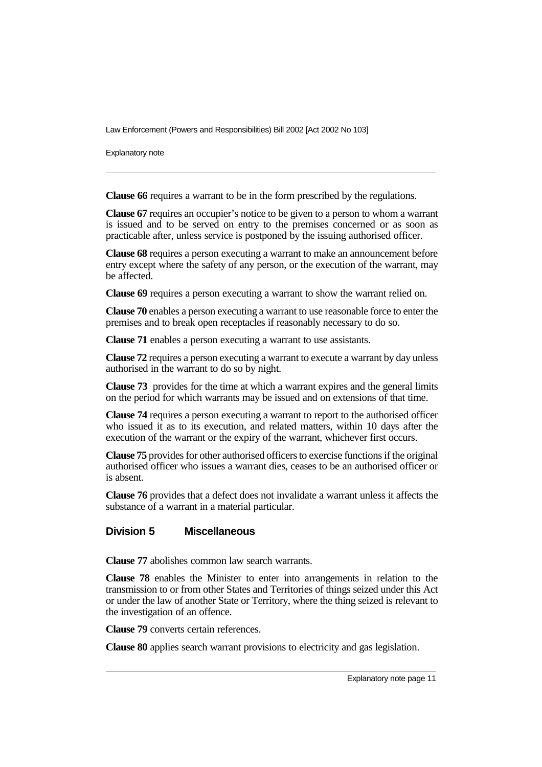**Clause 66** requires a warrant to be in the form prescribed by the regulations.

**Clause 67** requires an occupier's notice to be given to a person to whom a warrant is issued and to be served on entry to the premises concerned or as soon as practicable after, unless service is postponed by the issuing authorised officer.

**Clause 68** requires a person executing a warrant to make an announcement before entry except where the safety of any person, or the execution of the warrant, may be affected.

**Clause 69** requires a person executing a warrant to show the warrant relied on.

**Clause 70** enables a person executing a warrant to use reasonable force to enter the premises and to break open receptacles if reasonably necessary to do so.

**Clause 71** enables a person executing a warrant to use assistants.

**Clause 72** requires a person executing a warrant to execute a warrant by day unless authorised in the warrant to do so by night.

**Clause 73** provides for the time at which a warrant expires and the general limits on the period for which warrants may be issued and on extensions of that time.

**Clause 74** requires a person executing a warrant to report to the authorised officer who issued it as to its execution, and related matters, within 10 days after the execution of the warrant or the expiry of the warrant, whichever first occurs.

**Clause 75** provides for other authorised officers to exercise functions if the original authorised officer who issues a warrant dies, ceases to be an authorised officer or is absent.

**Clause 76** provides that a defect does not invalidate a warrant unless it affects the substance of a warrant in a material particular.

## Division 5 Miscellaneous

**Clause 77** abolishes common law search warrants.

**Clause 78** enables the Minister to enter into arrangements in relation to the transmission to or from other States and Territories of things seized under this Act or under the law of another State or Territory, where the thing seized is relevant to the investigation of an offence.

**Clause 79** converts certain references.

**Clause 80** applies search warrant provisions to electricity and gas legislation.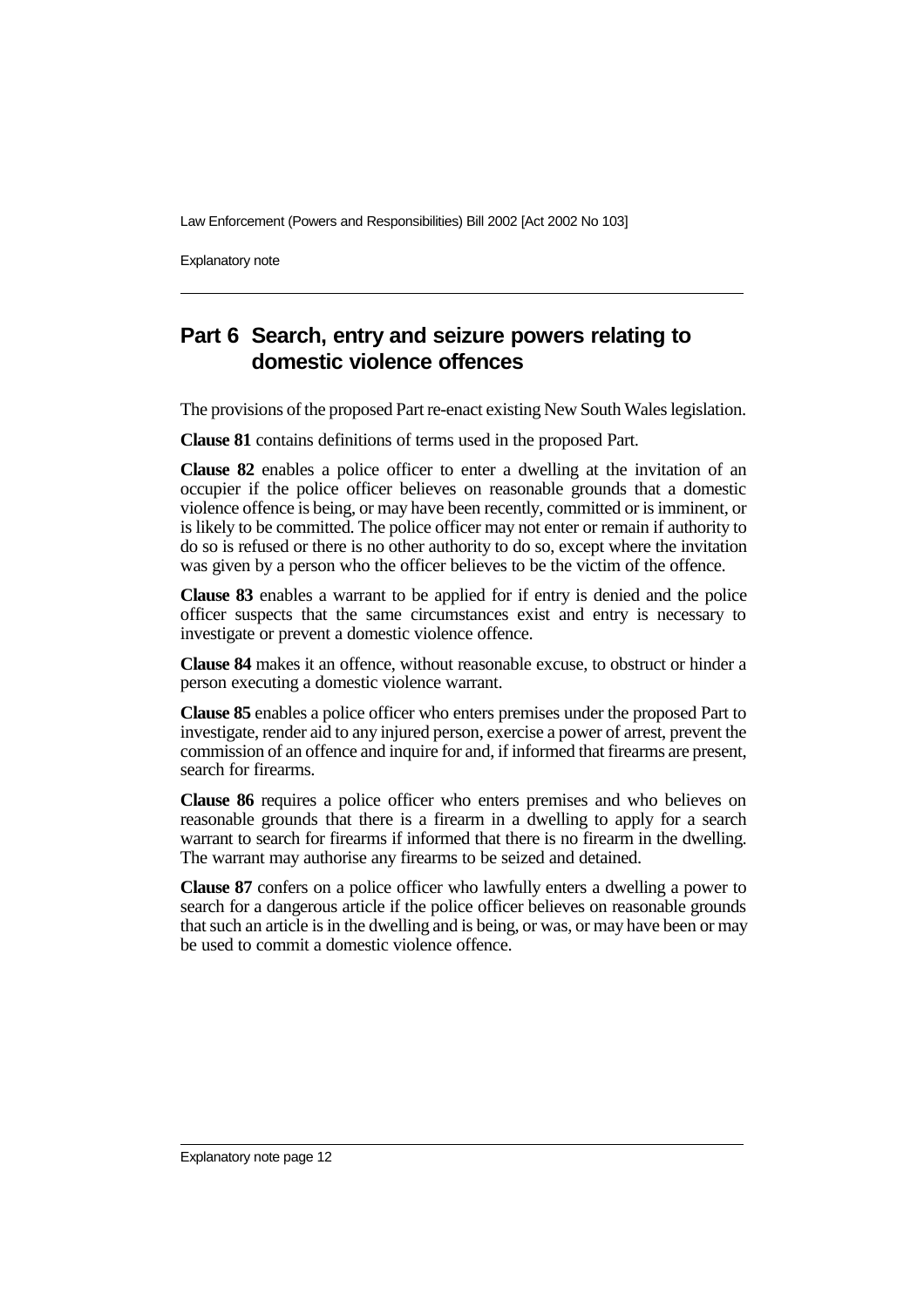## Part 6 Search, entry and seizure powers relating to domestic violence offences

The provisions of the proposed Part re-enact existing New South Wales legislation.

**Clause 81** contains definitions of terms used in the proposed Part.

**Clause 82** enables a police officer to enter a dwelling at the invitation of an occupier if the police officer believes on reasonable grounds that a domestic violence offence is being, or may have been recently, committed or is imminent, or is likely to be committed. The police officer may not enter or remain if authority to do so is refused or there is no other authority to do so, except where the invitation was given by a person who the officer believes to be the victim of the offence.

**Clause 83** enables a warrant to be applied for if entry is denied and the police officer suspects that the same circumstances exist and entry is necessary to investigate or prevent a domestic violence offence.

**Clause 84** makes it an offence, without reasonable excuse, to obstruct or hinder a person executing a domestic violence warrant.

**Clause 85** enables a police officer who enters premises under the proposed Part to investigate, render aid to any injured person, exercise a power of arrest, prevent the commission of an offence and inquire for and, if informed that firearms are present, search for firearms.

**Clause 86** requires a police officer who enters premises and who believes on reasonable grounds that there is a firearm in a dwelling to apply for a search warrant to search for firearms if informed that there is no firearm in the dwelling. The warrant may authorise any firearms to be seized and detained.

**Clause 87** confers on a police officer who lawfully enters a dwelling a power to search for a dangerous article if the police officer believes on reasonable grounds that such an article is in the dwelling and is being, or was, or may have been or may be used to commit a domestic violence offence.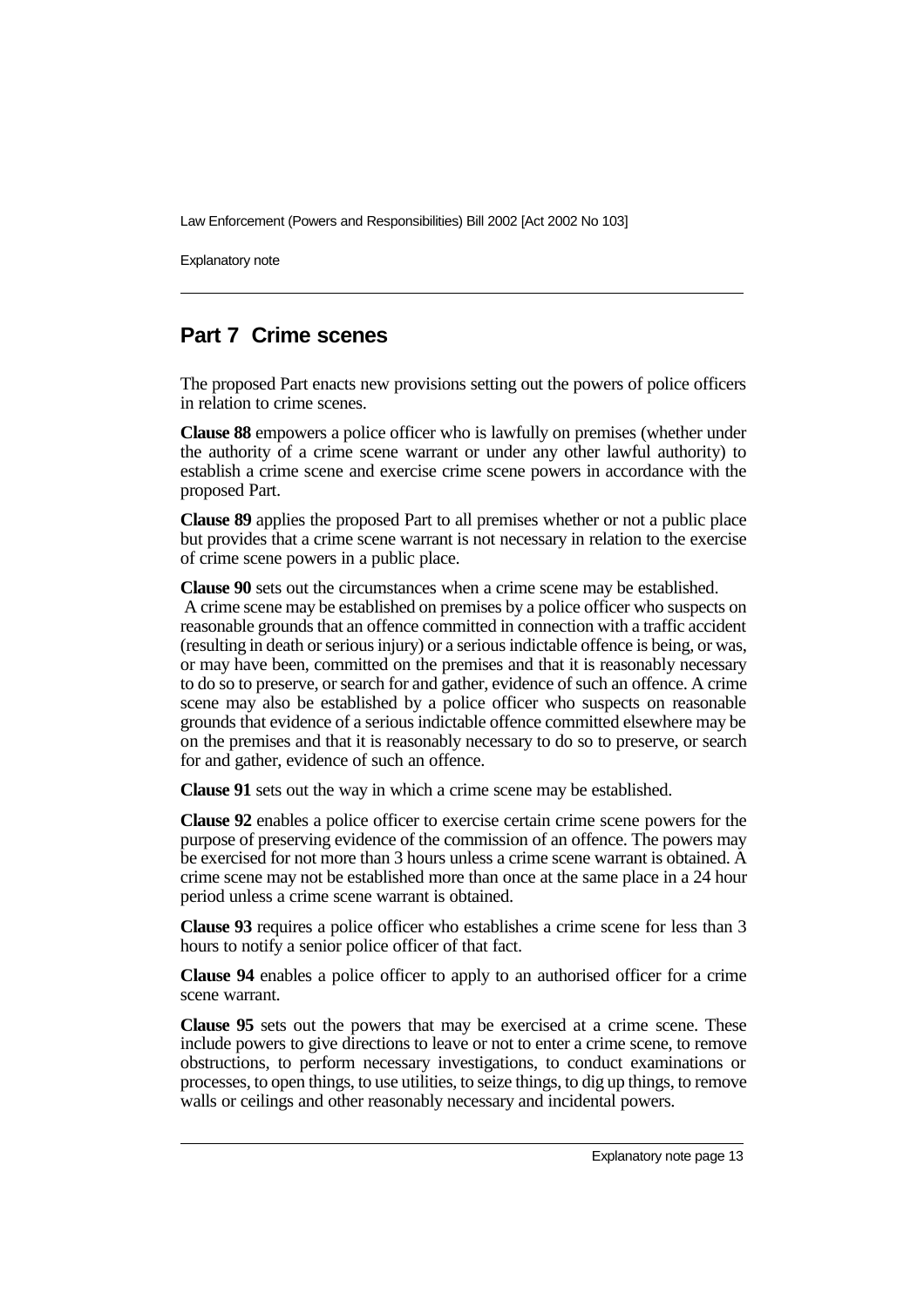## Part 7 Crime scenes

The proposed Part enacts new provisions setting out the powers of police officers in relation to crime scenes.

**Clause 88** empowers a police officer who is lawfully on premises (whether under the authority of a crime scene warrant or under any other lawful authority) to establish a crime scene and exercise crime scene powers in accordance with the proposed Part.

**Clause 89** applies the proposed Part to all premises whether or not a public place but provides that a crime scene warrant is not necessary in relation to the exercise of crime scene powers in a public place.

**Clause 90** sets out the circumstances when a crime scene may be established. A crime scene may be established on premises by a police officer who suspects on reasonable grounds that an offence committed in connection with a traffic accident (resulting in death or serious injury) or a serious indictable offence is being, or was, or may have been, committed on the premises and that it is reasonably necessary to do so to preserve, or search for and gather, evidence of such an offence. A crime scene may also be established by a police officer who suspects on reasonable grounds that evidence of a serious indictable offence committed elsewhere may be on the premises and that it is reasonably necessary to do so to preserve, or search for and gather, evidence of such an offence.

**Clause 91** sets out the way in which a crime scene may be established.

**Clause 92** enables a police officer to exercise certain crime scene powers for the purpose of preserving evidence of the commission of an offence. The powers may be exercised for not more than 3 hours unless a crime scene warrant is obtained. A crime scene may not be established more than once at the same place in a 24 hour period unless a crime scene warrant is obtained.

**Clause 93** requires a police officer who establishes a crime scene for less than 3 hours to notify a senior police officer of that fact.

**Clause 94** enables a police officer to apply to an authorised officer for a crime scene warrant.

**Clause 95** sets out the powers that may be exercised at a crime scene. These include powers to give directions to leave or not to enter a crime scene, to remove obstructions, to perform necessary investigations, to conduct examinations or processes, to open things, to use utilities, to seize things, to dig up things, to remove walls or ceilings and other reasonably necessary and incidental powers.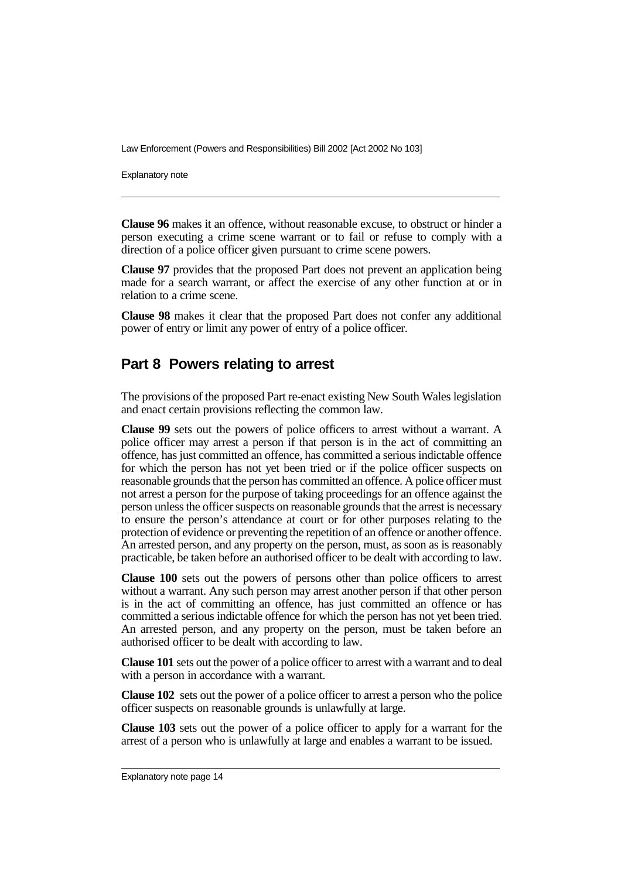**Clause 96** makes it an offence, without reasonable excuse, to obstruct or hinder a person executing a crime scene warrant or to fail or refuse to comply with a direction of a police officer given pursuant to crime scene powers.

**Clause 97** provides that the proposed Part does not prevent an application being made for a search warrant, or affect the exercise of any other function at or in relation to a crime scene.

**Clause 98** makes it clear that the proposed Part does not confer any additional power of entry or limit any power of entry of a police officer.

## Part 8 Powers relating to arrest

The provisions of the proposed Part re-enact existing New South Wales legislation and enact certain provisions reflecting the common law.

**Clause 99** sets out the powers of police officers to arrest without a warrant. A police officer may arrest a person if that person is in the act of committing an offence, has just committed an offence, has committed a serious indictable offence for which the person has not yet been tried or if the police officer suspects on reasonable grounds that the person has committed an offence. A police officer must not arrest a person for the purpose of taking proceedings for an offence against the person unless the officer suspects on reasonable grounds that the arrest is necessary to ensure the person's attendance at court or for other purposes relating to the protection of evidence or preventing the repetition of an offence or another offence. An arrested person, and any property on the person, must, as soon as is reasonably practicable, be taken before an authorised officer to be dealt with according to law.

**Clause 100** sets out the powers of persons other than police officers to arrest without a warrant. Any such person may arrest another person if that other person is in the act of committing an offence, has just committed an offence or has committed a serious indictable offence for which the person has not yet been tried. An arrested person, and any property on the person, must be taken before an authorised officer to be dealt with according to law.

**Clause 101** sets out the power of a police officer to arrest with a warrant and to deal with a person in accordance with a warrant.

**Clause 102** sets out the power of a police officer to arrest a person who the police officer suspects on reasonable grounds is unlawfully at large.

**Clause 103** sets out the power of a police officer to apply for a warrant for the arrest of a person who is unlawfully at large and enables a warrant to be issued.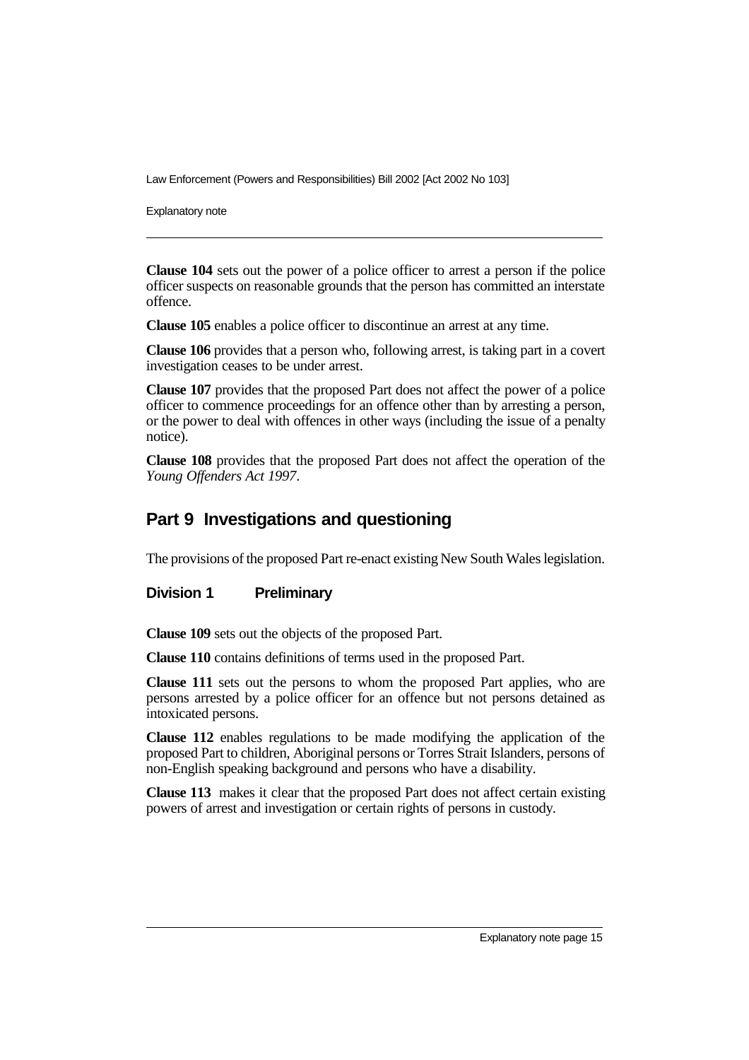**Clause 104** sets out the power of a police officer to arrest a person if the police officer suspects on reasonable grounds that the person has committed an interstate offence.

**Clause 105** enables a police officer to discontinue an arrest at any time.

**Clause 106** provides that a person who, following arrest, is taking part in a covert investigation ceases to be under arrest.

**Clause 107** provides that the proposed Part does not affect the power of a police officer to commence proceedings for an offence other than by arresting a person, or the power to deal with offences in other ways (including the issue of a penalty notice).

**Clause 108** provides that the proposed Part does not affect the operation of the *Young Offenders Act 1997*.

## Part 9 Investigations and questioning

The provisions of the proposed Part re-enact existing New South Wales legislation.

### Division 1 Preliminary

**Clause 109** sets out the objects of the proposed Part.

**Clause 110** contains definitions of terms used in the proposed Part.

**Clause 111** sets out the persons to whom the proposed Part applies, who are persons arrested by a police officer for an offence but not persons detained as intoxicated persons.

**Clause 112** enables regulations to be made modifying the application of the proposed Part to children, Aboriginal persons or Torres Strait Islanders, persons of non-English speaking background and persons who have a disability.

**Clause 113** makes it clear that the proposed Part does not affect certain existing powers of arrest and investigation or certain rights of persons in custody.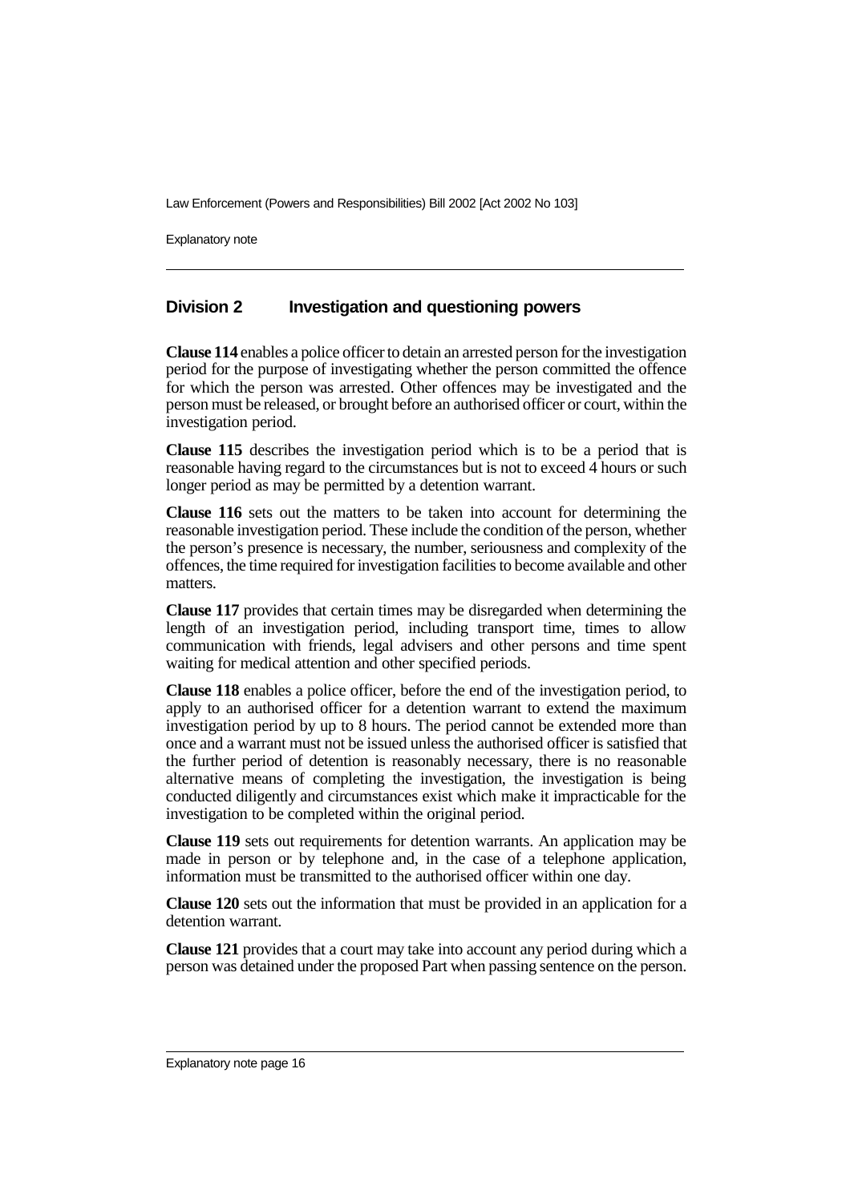## Division 2 Investigation and questioning powers

**Clause 114** enables a police officer to detain an arrested person for the investigation period for the purpose of investigating whether the person committed the offence for which the person was arrested. Other offences may be investigated and the person must be released, or brought before an authorised officer or court, within the investigation period.

**Clause 115** describes the investigation period which is to be a period that is reasonable having regard to the circumstances but is not to exceed 4 hours or such longer period as may be permitted by a detention warrant.

**Clause 116** sets out the matters to be taken into account for determining the reasonable investigation period. These include the condition of the person, whether the person's presence is necessary, the number, seriousness and complexity of the offences, the time required for investigation facilities to become available and other matters.

**Clause 117** provides that certain times may be disregarded when determining the length of an investigation period, including transport time, times to allow communication with friends, legal advisers and other persons and time spent waiting for medical attention and other specified periods.

**Clause 118** enables a police officer, before the end of the investigation period, to apply to an authorised officer for a detention warrant to extend the maximum investigation period by up to 8 hours. The period cannot be extended more than once and a warrant must not be issued unless the authorised officer is satisfied that the further period of detention is reasonably necessary, there is no reasonable alternative means of completing the investigation, the investigation is being conducted diligently and circumstances exist which make it impracticable for the investigation to be completed within the original period.

**Clause 119** sets out requirements for detention warrants. An application may be made in person or by telephone and, in the case of a telephone application, information must be transmitted to the authorised officer within one day.

**Clause 120** sets out the information that must be provided in an application for a detention warrant.

**Clause 121** provides that a court may take into account any period during which a person was detained under the proposed Part when passing sentence on the person.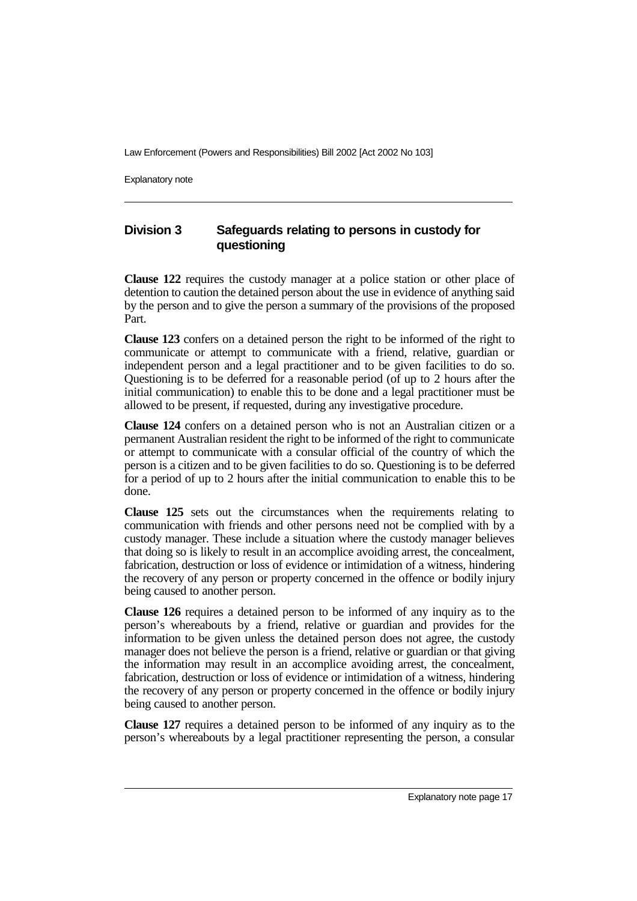## Division 3 Safeguards relating to persons in custody for questioning

**Clause 122** requires the custody manager at a police station or other place of detention to caution the detained person about the use in evidence of anything said by the person and to give the person a summary of the provisions of the proposed Part.

**Clause 123** confers on a detained person the right to be informed of the right to communicate or attempt to communicate with a friend, relative, guardian or independent person and a legal practitioner and to be given facilities to do so. Questioning is to be deferred for a reasonable period (of up to 2 hours after the initial communication) to enable this to be done and a legal practitioner must be allowed to be present, if requested, during any investigative procedure.

**Clause 124** confers on a detained person who is not an Australian citizen or a permanent Australian resident the right to be informed of the right to communicate or attempt to communicate with a consular official of the country of which the person is a citizen and to be given facilities to do so. Questioning is to be deferred for a period of up to 2 hours after the initial communication to enable this to be done.

**Clause 125** sets out the circumstances when the requirements relating to communication with friends and other persons need not be complied with by a custody manager. These include a situation where the custody manager believes that doing so is likely to result in an accomplice avoiding arrest, the concealment, fabrication, destruction or loss of evidence or intimidation of a witness, hindering the recovery of any person or property concerned in the offence or bodily injury being caused to another person.

**Clause 126** requires a detained person to be informed of any inquiry as to the person's whereabouts by a friend, relative or guardian and provides for the information to be given unless the detained person does not agree, the custody manager does not believe the person is a friend, relative or guardian or that giving the information may result in an accomplice avoiding arrest, the concealment, fabrication, destruction or loss of evidence or intimidation of a witness, hindering the recovery of any person or property concerned in the offence or bodily injury being caused to another person.

**Clause 127** requires a detained person to be informed of any inquiry as to the person's whereabouts by a legal practitioner representing the person, a consular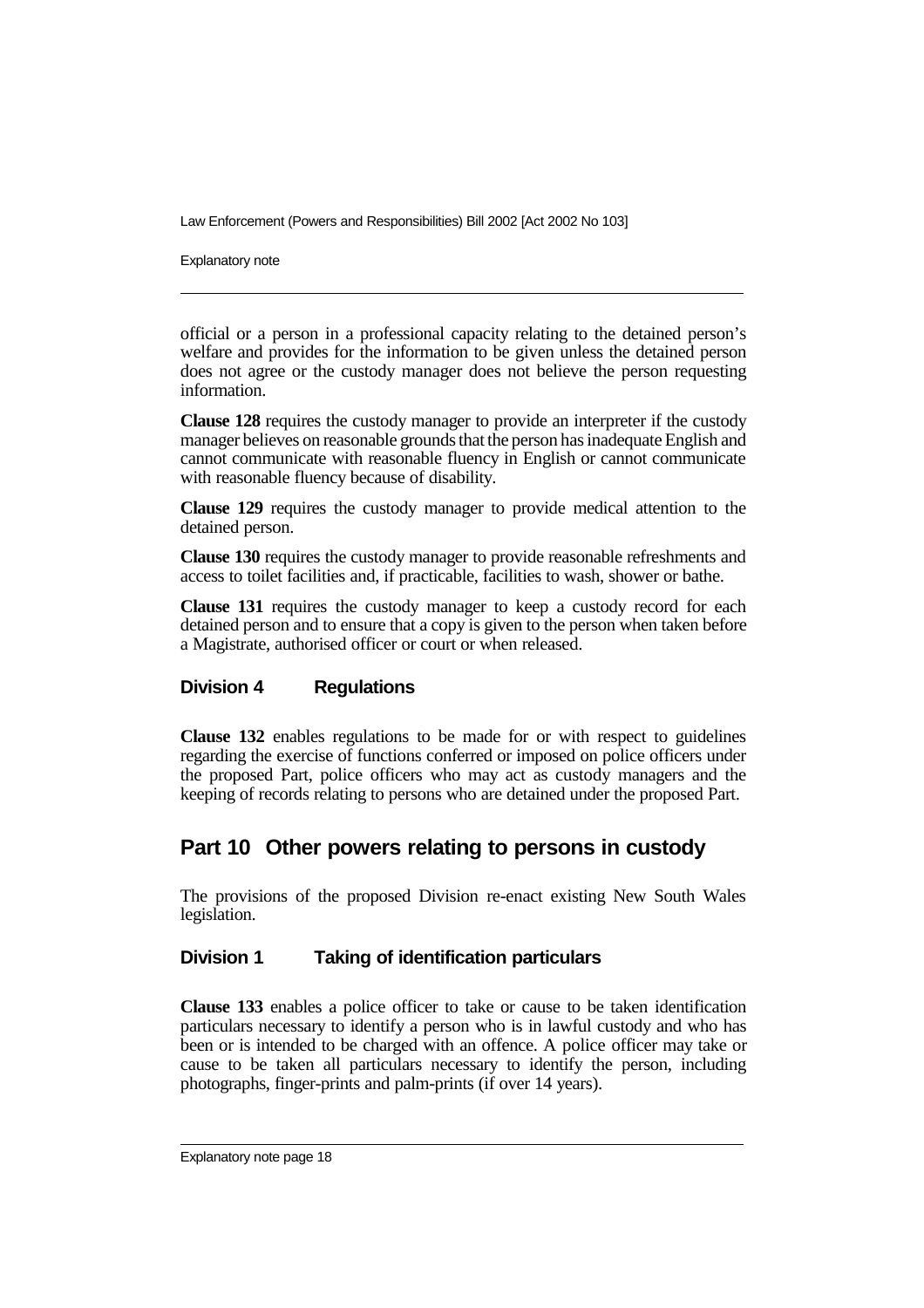official or a person in a professional capacity relating to the detained person's welfare and provides for the information to be given unless the detained person does not agree or the custody manager does not believe the person requesting information.

**Clause 128** requires the custody manager to provide an interpreter if the custody manager believes on reasonable grounds that the person has inadequate English and cannot communicate with reasonable fluency in English or cannot communicate with reasonable fluency because of disability.

**Clause 129** requires the custody manager to provide medical attention to the detained person.

**Clause 130** requires the custody manager to provide reasonable refreshments and access to toilet facilities and, if practicable, facilities to wash, shower or bathe.

**Clause 131** requires the custody manager to keep a custody record for each detained person and to ensure that a copy is given to the person when taken before a Magistrate, authorised officer or court or when released.

### Division 4 Regulations

**Clause 132** enables regulations to be made for or with respect to guidelines regarding the exercise of functions conferred or imposed on police officers under the proposed Part, police officers who may act as custody managers and the keeping of records relating to persons who are detained under the proposed Part.

## Part 10 Other powers relating to persons in custody

The provisions of the proposed Division re-enact existing New South Wales legislation.

### Division 1 Taking of identification particulars

**Clause 133** enables a police officer to take or cause to be taken identification particulars necessary to identify a person who is in lawful custody and who has been or is intended to be charged with an offence. A police officer may take or cause to be taken all particulars necessary to identify the person, including photographs, finger-prints and palm-prints (if over 14 years).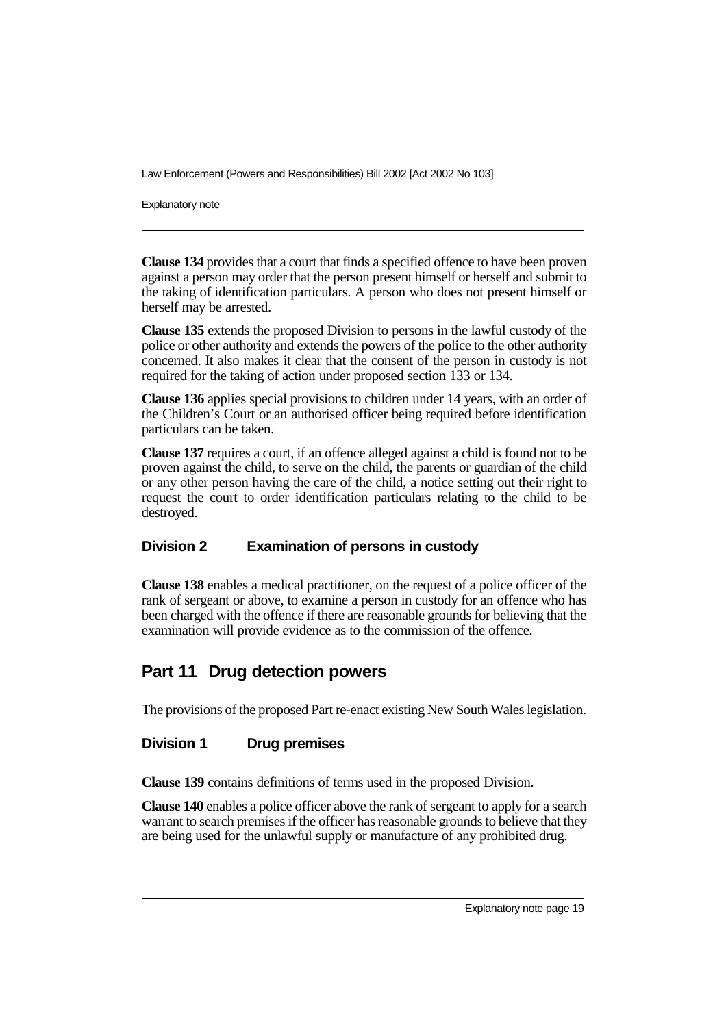**Clause 134** provides that a court that finds a specified offence to have been proven against a person may order that the person present himself or herself and submit to the taking of identification particulars. A person who does not present himself or herself may be arrested.

**Clause 135** extends the proposed Division to persons in the lawful custody of the police or other authority and extends the powers of the police to the other authority concerned. It also makes it clear that the consent of the person in custody is not required for the taking of action under proposed section 133 or 134.

**Clause 136** applies special provisions to children under 14 years, with an order of the Children's Court or an authorised officer being required before identification particulars can be taken.

**Clause 137** requires a court, if an offence alleged against a child is found not to be proven against the child, to serve on the child, the parents or guardian of the child or any other person having the care of the child, a notice setting out their right to request the court to order identification particulars relating to the child to be destroyed.

### Division 2 Examination of persons in custody

**Clause 138** enables a medical practitioner, on the request of a police officer of the rank of sergeant or above, to examine a person in custody for an offence who has been charged with the offence if there are reasonable grounds for believing that the examination will provide evidence as to the commission of the offence.

## Part 11 Drug detection powers

The provisions of the proposed Part re-enact existing New South Wales legislation.

### Division 1 Drug premises

**Clause 139** contains definitions of terms used in the proposed Division.

**Clause 140** enables a police officer above the rank of sergeant to apply for a search warrant to search premises if the officer has reasonable grounds to believe that they are being used for the unlawful supply or manufacture of any prohibited drug.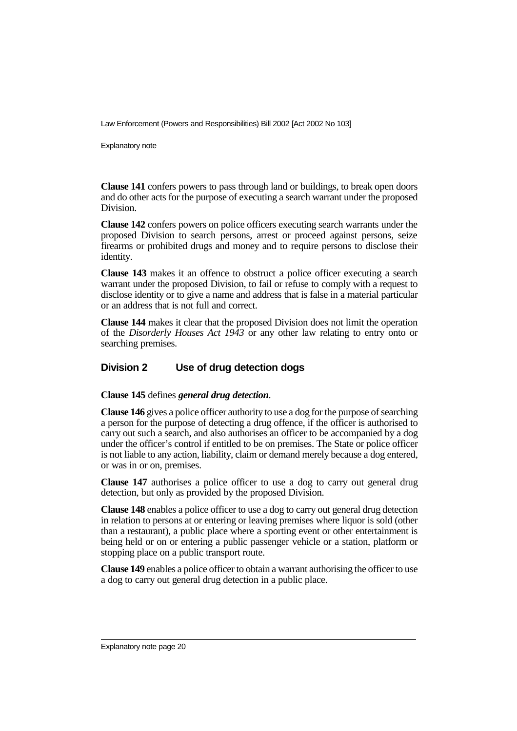**Clause 141** confers powers to pass through land or buildings, to break open doors and do other acts for the purpose of executing a search warrant under the proposed Division.

**Clause 142** confers powers on police officers executing search warrants under the proposed Division to search persons, arrest or proceed against persons, seize firearms or prohibited drugs and money and to require persons to disclose their identity.

**Clause 143** makes it an offence to obstruct a police officer executing a search warrant under the proposed Division, to fail or refuse to comply with a request to disclose identity or to give a name and address that is false in a material particular or an address that is not full and correct.

**Clause 144** makes it clear that the proposed Division does not limit the operation of the *Disorderly Houses Act 1943* or any other law relating to entry onto or searching premises.

## Division 2 Use of drug detection dogs

**Clause 145** defines ***general drug detection***.

**Clause 146** gives a police officer authority to use a dog for the purpose of searching a person for the purpose of detecting a drug offence, if the officer is authorised to carry out such a search, and also authorises an officer to be accompanied by a dog under the officer's control if entitled to be on premises. The State or police officer is not liable to any action, liability, claim or demand merely because a dog entered, or was in or on, premises.

**Clause 147** authorises a police officer to use a dog to carry out general drug detection, but only as provided by the proposed Division.

**Clause 148** enables a police officer to use a dog to carry out general drug detection in relation to persons at or entering or leaving premises where liquor is sold (other than a restaurant), a public place where a sporting event or other entertainment is being held or on or entering a public passenger vehicle or a station, platform or stopping place on a public transport route.

**Clause 149** enables a police officer to obtain a warrant authorising the officer to use a dog to carry out general drug detection in a public place.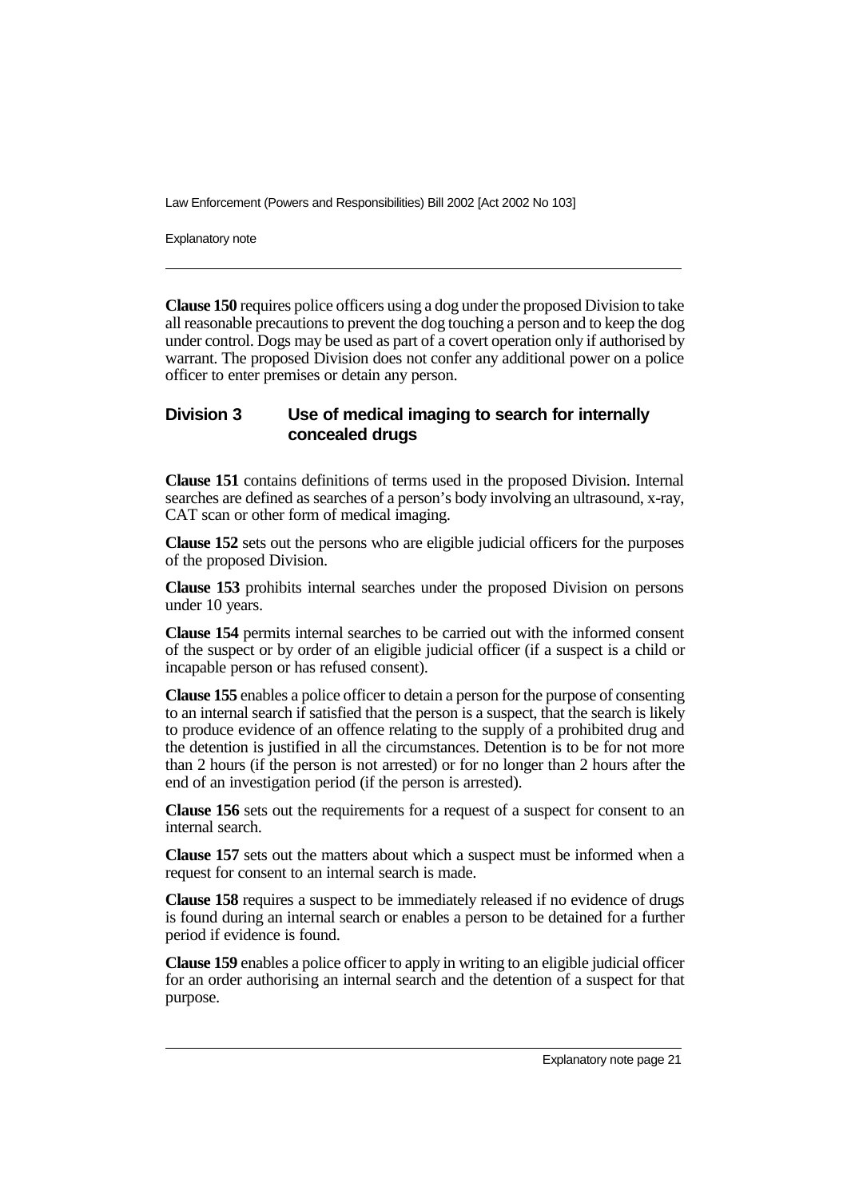**Clause 150** requires police officers using a dog under the proposed Division to take all reasonable precautions to prevent the dog touching a person and to keep the dog under control. Dogs may be used as part of a covert operation only if authorised by warrant. The proposed Division does not confer any additional power on a police officer to enter premises or detain any person.

## Division 3 Use of medical imaging to search for internally concealed drugs

**Clause 151** contains definitions of terms used in the proposed Division. Internal searches are defined as searches of a person's body involving an ultrasound, x-ray, CAT scan or other form of medical imaging.

**Clause 152** sets out the persons who are eligible judicial officers for the purposes of the proposed Division.

**Clause 153** prohibits internal searches under the proposed Division on persons under 10 years.

**Clause 154** permits internal searches to be carried out with the informed consent of the suspect or by order of an eligible judicial officer (if a suspect is a child or incapable person or has refused consent).

**Clause 155** enables a police officer to detain a person for the purpose of consenting to an internal search if satisfied that the person is a suspect, that the search is likely to produce evidence of an offence relating to the supply of a prohibited drug and the detention is justified in all the circumstances. Detention is to be for not more than 2 hours (if the person is not arrested) or for no longer than 2 hours after the end of an investigation period (if the person is arrested).

**Clause 156** sets out the requirements for a request of a suspect for consent to an internal search.

**Clause 157** sets out the matters about which a suspect must be informed when a request for consent to an internal search is made.

**Clause 158** requires a suspect to be immediately released if no evidence of drugs is found during an internal search or enables a person to be detained for a further period if evidence is found.

**Clause 159** enables a police officer to apply in writing to an eligible judicial officer for an order authorising an internal search and the detention of a suspect for that purpose.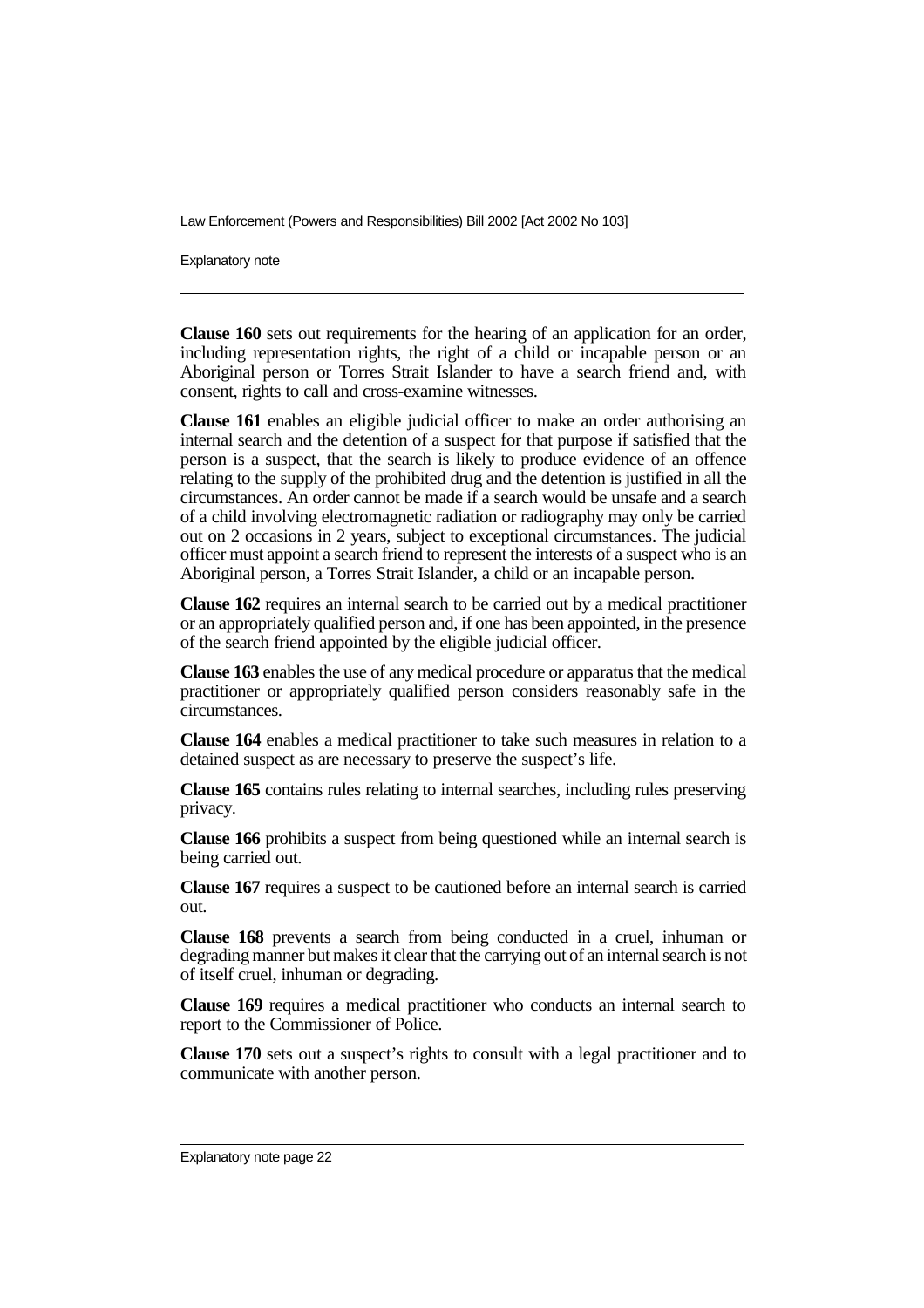**Clause 160** sets out requirements for the hearing of an application for an order, including representation rights, the right of a child or incapable person or an Aboriginal person or Torres Strait Islander to have a search friend and, with consent, rights to call and cross-examine witnesses.

**Clause 161** enables an eligible judicial officer to make an order authorising an internal search and the detention of a suspect for that purpose if satisfied that the person is a suspect, that the search is likely to produce evidence of an offence relating to the supply of the prohibited drug and the detention is justified in all the circumstances. An order cannot be made if a search would be unsafe and a search of a child involving electromagnetic radiation or radiography may only be carried out on 2 occasions in 2 years, subject to exceptional circumstances. The judicial officer must appoint a search friend to represent the interests of a suspect who is an Aboriginal person, a Torres Strait Islander, a child or an incapable person.

**Clause 162** requires an internal search to be carried out by a medical practitioner or an appropriately qualified person and, if one has been appointed, in the presence of the search friend appointed by the eligible judicial officer.

**Clause 163** enables the use of any medical procedure or apparatus that the medical practitioner or appropriately qualified person considers reasonably safe in the circumstances.

**Clause 164** enables a medical practitioner to take such measures in relation to a detained suspect as are necessary to preserve the suspect's life.

**Clause 165** contains rules relating to internal searches, including rules preserving privacy.

**Clause 166** prohibits a suspect from being questioned while an internal search is being carried out.

**Clause 167** requires a suspect to be cautioned before an internal search is carried out.

**Clause 168** prevents a search from being conducted in a cruel, inhuman or degrading manner but makes it clear that the carrying out of an internal search is not of itself cruel, inhuman or degrading.

**Clause 169** requires a medical practitioner who conducts an internal search to report to the Commissioner of Police.

**Clause 170** sets out a suspect's rights to consult with a legal practitioner and to communicate with another person.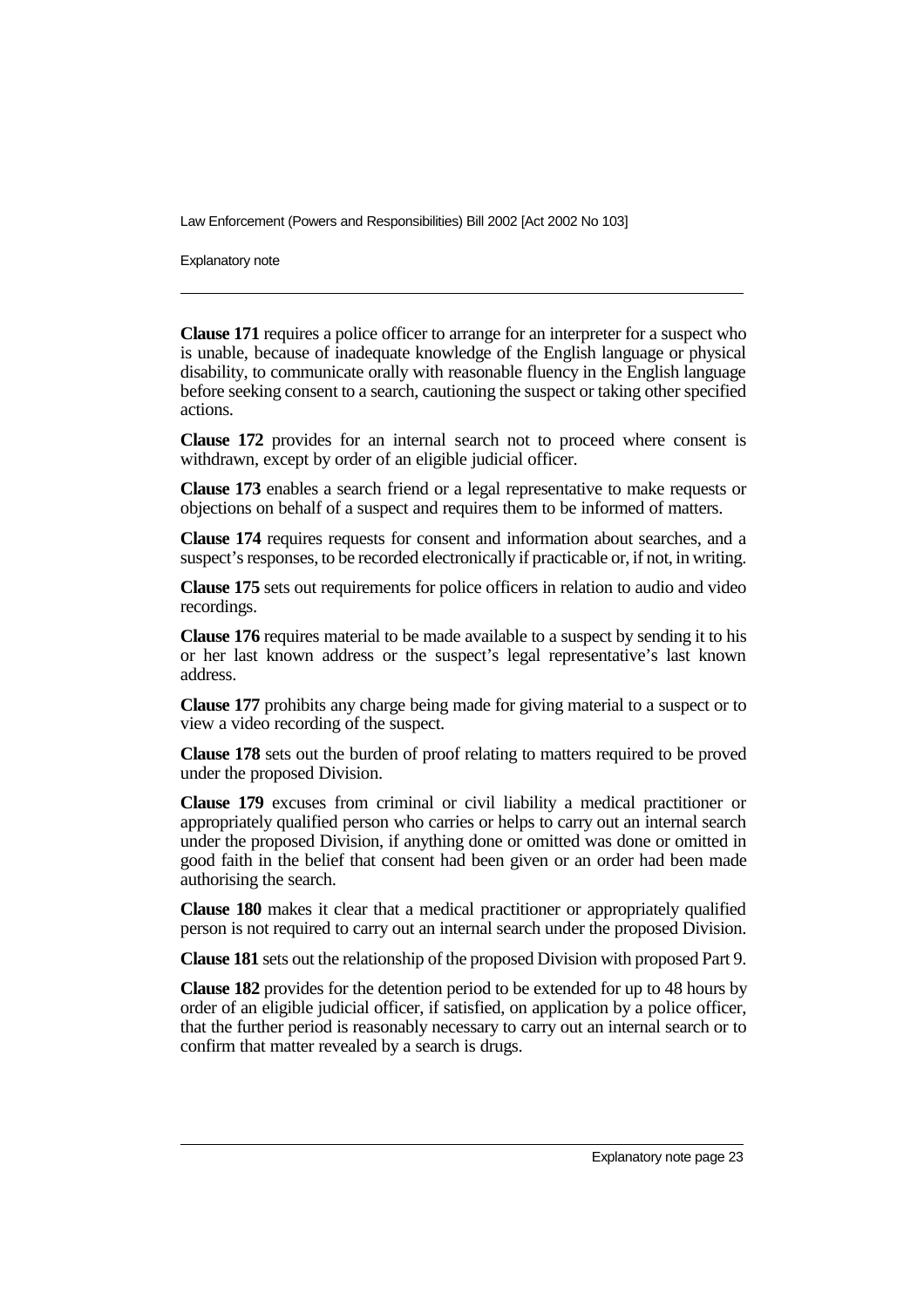**Clause 171** requires a police officer to arrange for an interpreter for a suspect who is unable, because of inadequate knowledge of the English language or physical disability, to communicate orally with reasonable fluency in the English language before seeking consent to a search, cautioning the suspect or taking other specified actions.

**Clause 172** provides for an internal search not to proceed where consent is withdrawn, except by order of an eligible judicial officer.

**Clause 173** enables a search friend or a legal representative to make requests or objections on behalf of a suspect and requires them to be informed of matters.

**Clause 174** requires requests for consent and information about searches, and a suspect's responses, to be recorded electronically if practicable or, if not, in writing.

**Clause 175** sets out requirements for police officers in relation to audio and video recordings.

**Clause 176** requires material to be made available to a suspect by sending it to his or her last known address or the suspect's legal representative's last known address.

**Clause 177** prohibits any charge being made for giving material to a suspect or to view a video recording of the suspect.

**Clause 178** sets out the burden of proof relating to matters required to be proved under the proposed Division.

**Clause 179** excuses from criminal or civil liability a medical practitioner or appropriately qualified person who carries or helps to carry out an internal search under the proposed Division, if anything done or omitted was done or omitted in good faith in the belief that consent had been given or an order had been made authorising the search.

**Clause 180** makes it clear that a medical practitioner or appropriately qualified person is not required to carry out an internal search under the proposed Division.

**Clause 181** sets out the relationship of the proposed Division with proposed Part 9.

**Clause 182** provides for the detention period to be extended for up to 48 hours by order of an eligible judicial officer, if satisfied, on application by a police officer, that the further period is reasonably necessary to carry out an internal search or to confirm that matter revealed by a search is drugs.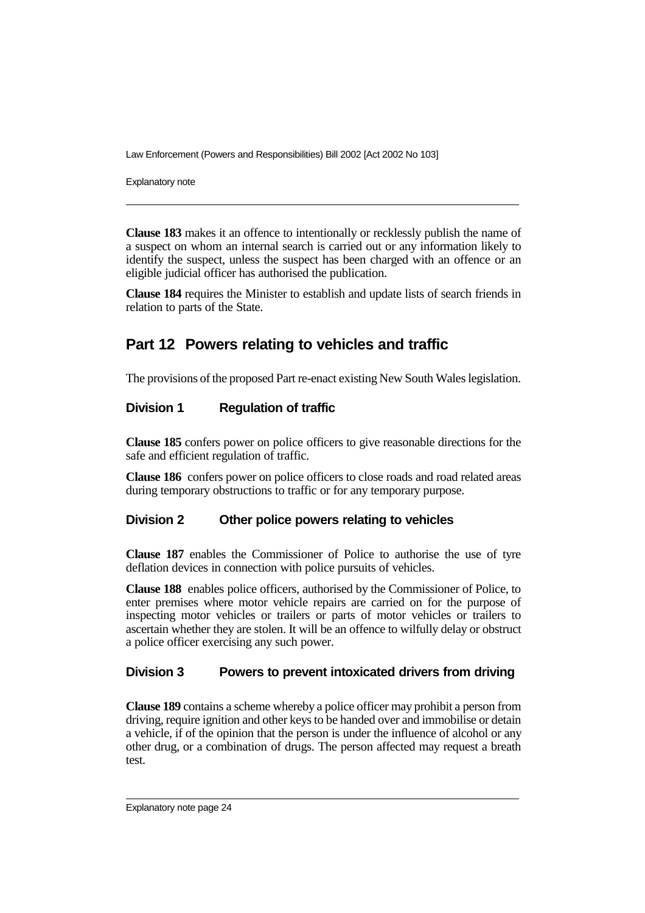**Clause 183** makes it an offence to intentionally or recklessly publish the name of a suspect on whom an internal search is carried out or any information likely to identify the suspect, unless the suspect has been charged with an offence or an eligible judicial officer has authorised the publication.

**Clause 184** requires the Minister to establish and update lists of search friends in relation to parts of the State.

## Part 12 Powers relating to vehicles and traffic

The provisions of the proposed Part re-enact existing New South Wales legislation.

### Division 1 Regulation of traffic

**Clause 185** confers power on police officers to give reasonable directions for the safe and efficient regulation of traffic.

**Clause 186** confers power on police officers to close roads and road related areas during temporary obstructions to traffic or for any temporary purpose.

### Division 2 Other police powers relating to vehicles

**Clause 187** enables the Commissioner of Police to authorise the use of tyre deflation devices in connection with police pursuits of vehicles.

**Clause 188** enables police officers, authorised by the Commissioner of Police, to enter premises where motor vehicle repairs are carried on for the purpose of inspecting motor vehicles or trailers or parts of motor vehicles or trailers to ascertain whether they are stolen. It will be an offence to wilfully delay or obstruct a police officer exercising any such power.

### Division 3 Powers to prevent intoxicated drivers from driving

**Clause 189** contains a scheme whereby a police officer may prohibit a person from driving, require ignition and other keys to be handed over and immobilise or detain a vehicle, if of the opinion that the person is under the influence of alcohol or any other drug, or a combination of drugs. The person affected may request a breath test.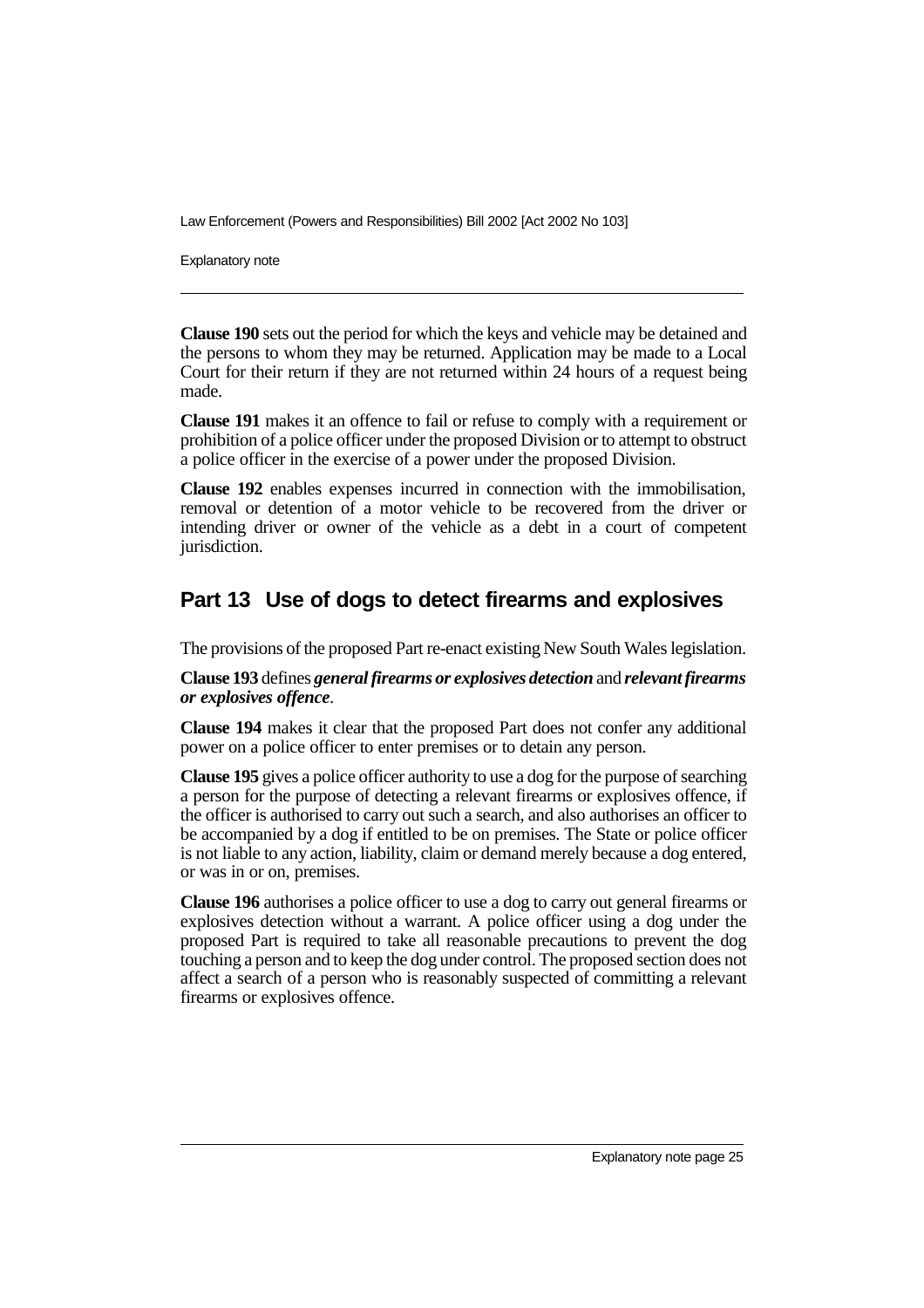**Clause 190** sets out the period for which the keys and vehicle may be detained and the persons to whom they may be returned. Application may be made to a Local Court for their return if they are not returned within 24 hours of a request being made.

**Clause 191** makes it an offence to fail or refuse to comply with a requirement or prohibition of a police officer under the proposed Division or to attempt to obstruct a police officer in the exercise of a power under the proposed Division.

**Clause 192** enables expenses incurred in connection with the immobilisation, removal or detention of a motor vehicle to be recovered from the driver or intending driver or owner of the vehicle as a debt in a court of competent jurisdiction.

## Part 13 Use of dogs to detect firearms and explosives

The provisions of the proposed Part re-enact existing New South Wales legislation.

**Clause 193** defines ***general firearms or explosives detection*** and ***relevant firearms or explosives offence***.

**Clause 194** makes it clear that the proposed Part does not confer any additional power on a police officer to enter premises or to detain any person.

**Clause 195** gives a police officer authority to use a dog for the purpose of searching a person for the purpose of detecting a relevant firearms or explosives offence, if the officer is authorised to carry out such a search, and also authorises an officer to be accompanied by a dog if entitled to be on premises. The State or police officer is not liable to any action, liability, claim or demand merely because a dog entered, or was in or on, premises.

**Clause 196** authorises a police officer to use a dog to carry out general firearms or explosives detection without a warrant. A police officer using a dog under the proposed Part is required to take all reasonable precautions to prevent the dog touching a person and to keep the dog under control. The proposed section does not affect a search of a person who is reasonably suspected of committing a relevant firearms or explosives offence.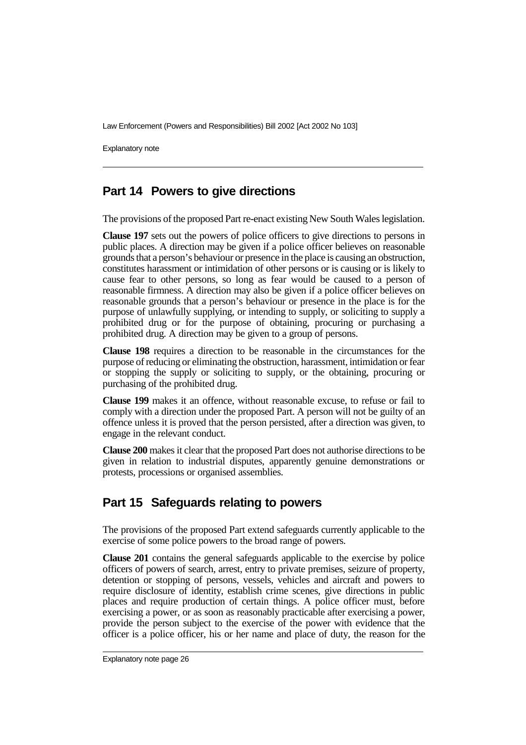## Part 14 Powers to give directions

The provisions of the proposed Part re-enact existing New South Wales legislation.

**Clause 197** sets out the powers of police officers to give directions to persons in public places. A direction may be given if a police officer believes on reasonable grounds that a person's behaviour or presence in the place is causing an obstruction, constitutes harassment or intimidation of other persons or is causing or is likely to cause fear to other persons, so long as fear would be caused to a person of reasonable firmness. A direction may also be given if a police officer believes on reasonable grounds that a person's behaviour or presence in the place is for the purpose of unlawfully supplying, or intending to supply, or soliciting to supply a prohibited drug or for the purpose of obtaining, procuring or purchasing a prohibited drug. A direction may be given to a group of persons.

**Clause 198** requires a direction to be reasonable in the circumstances for the purpose of reducing or eliminating the obstruction, harassment, intimidation or fear or stopping the supply or soliciting to supply, or the obtaining, procuring or purchasing of the prohibited drug.

**Clause 199** makes it an offence, without reasonable excuse, to refuse or fail to comply with a direction under the proposed Part. A person will not be guilty of an offence unless it is proved that the person persisted, after a direction was given, to engage in the relevant conduct.

**Clause 200** makes it clear that the proposed Part does not authorise directions to be given in relation to industrial disputes, apparently genuine demonstrations or protests, processions or organised assemblies.

## Part 15 Safeguards relating to powers

The provisions of the proposed Part extend safeguards currently applicable to the exercise of some police powers to the broad range of powers.

**Clause 201** contains the general safeguards applicable to the exercise by police officers of powers of search, arrest, entry to private premises, seizure of property, detention or stopping of persons, vessels, vehicles and aircraft and powers to require disclosure of identity, establish crime scenes, give directions in public places and require production of certain things. A police officer must, before exercising a power, or as soon as reasonably practicable after exercising a power, provide the person subject to the exercise of the power with evidence that the officer is a police officer, his or her name and place of duty, the reason for the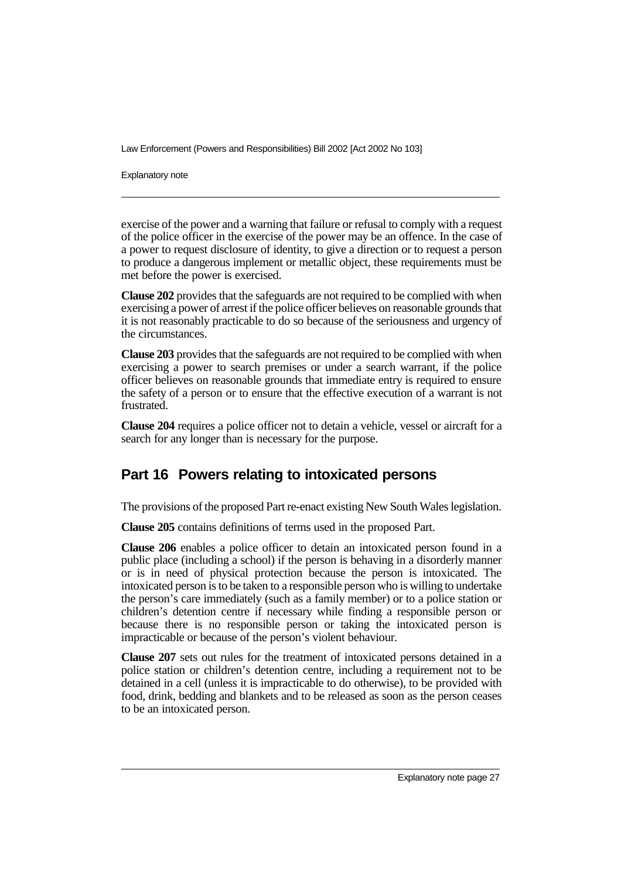exercise of the power and a warning that failure or refusal to comply with a request of the police officer in the exercise of the power may be an offence. In the case of a power to request disclosure of identity, to give a direction or to request a person to produce a dangerous implement or metallic object, these requirements must be met before the power is exercised.

**Clause 202** provides that the safeguards are not required to be complied with when exercising a power of arrest if the police officer believes on reasonable grounds that it is not reasonably practicable to do so because of the seriousness and urgency of the circumstances.

**Clause 203** provides that the safeguards are not required to be complied with when exercising a power to search premises or under a search warrant, if the police officer believes on reasonable grounds that immediate entry is required to ensure the safety of a person or to ensure that the effective execution of a warrant is not frustrated.

**Clause 204** requires a police officer not to detain a vehicle, vessel or aircraft for a search for any longer than is necessary for the purpose.

## Part 16 Powers relating to intoxicated persons

The provisions of the proposed Part re-enact existing New South Wales legislation.

**Clause 205** contains definitions of terms used in the proposed Part.

**Clause 206** enables a police officer to detain an intoxicated person found in a public place (including a school) if the person is behaving in a disorderly manner or is in need of physical protection because the person is intoxicated. The intoxicated person is to be taken to a responsible person who is willing to undertake the person's care immediately (such as a family member) or to a police station or children's detention centre if necessary while finding a responsible person or because there is no responsible person or taking the intoxicated person is impracticable or because of the person's violent behaviour.

**Clause 207** sets out rules for the treatment of intoxicated persons detained in a police station or children's detention centre, including a requirement not to be detained in a cell (unless it is impracticable to do otherwise), to be provided with food, drink, bedding and blankets and to be released as soon as the person ceases to be an intoxicated person.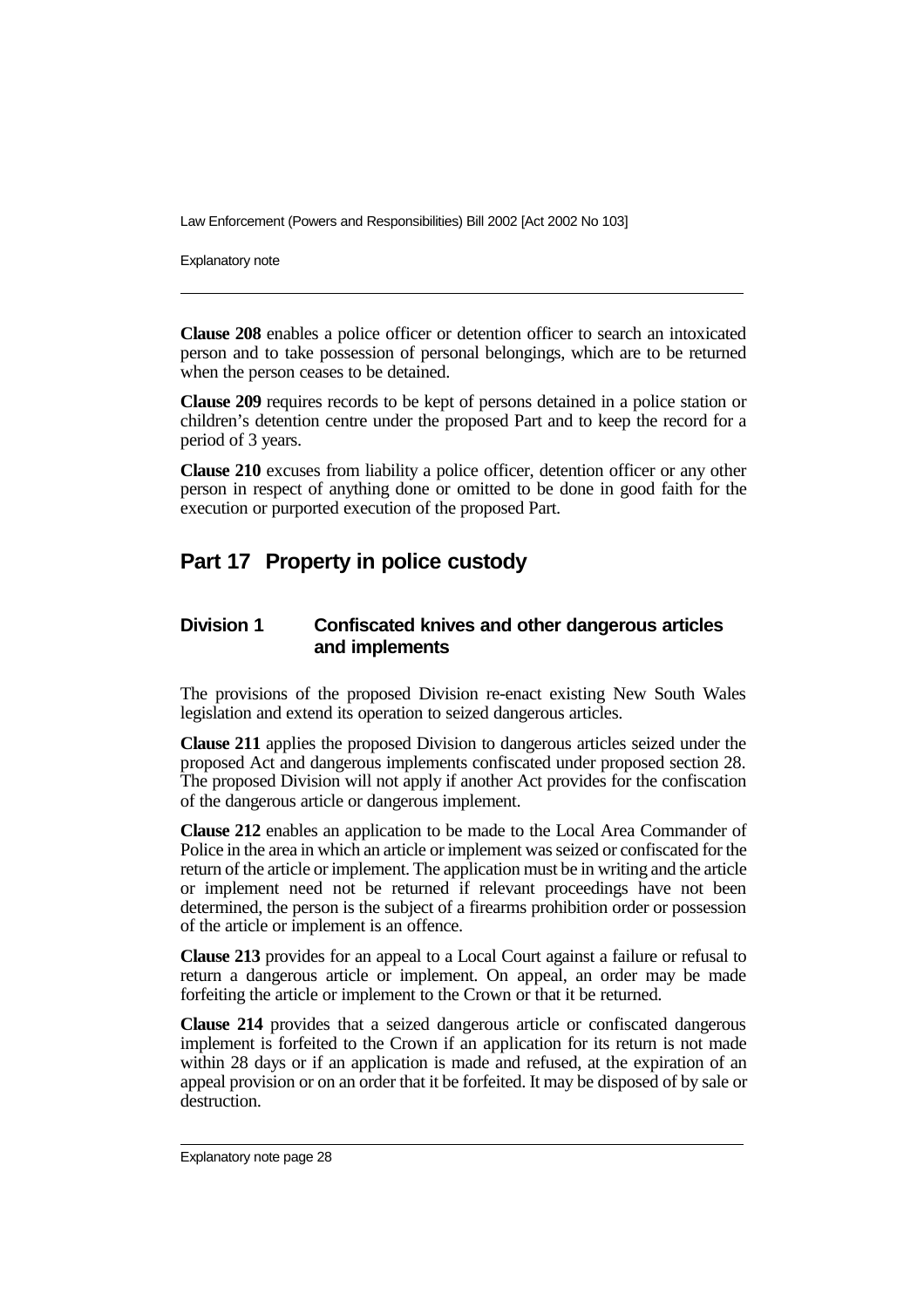**Clause 208** enables a police officer or detention officer to search an intoxicated person and to take possession of personal belongings, which are to be returned when the person ceases to be detained.

**Clause 209** requires records to be kept of persons detained in a police station or children's detention centre under the proposed Part and to keep the record for a period of 3 years.

**Clause 210** excuses from liability a police officer, detention officer or any other person in respect of anything done or omitted to be done in good faith for the execution or purported execution of the proposed Part.

## Part 17 Property in police custody

### Division 1 Confiscated knives and other dangerous articles and implements

The provisions of the proposed Division re-enact existing New South Wales legislation and extend its operation to seized dangerous articles.

**Clause 211** applies the proposed Division to dangerous articles seized under the proposed Act and dangerous implements confiscated under proposed section 28. The proposed Division will not apply if another Act provides for the confiscation of the dangerous article or dangerous implement.

**Clause 212** enables an application to be made to the Local Area Commander of Police in the area in which an article or implement was seized or confiscated for the return of the article or implement. The application must be in writing and the article or implement need not be returned if relevant proceedings have not been determined, the person is the subject of a firearms prohibition order or possession of the article or implement is an offence.

**Clause 213** provides for an appeal to a Local Court against a failure or refusal to return a dangerous article or implement. On appeal, an order may be made forfeiting the article or implement to the Crown or that it be returned.

**Clause 214** provides that a seized dangerous article or confiscated dangerous implement is forfeited to the Crown if an application for its return is not made within 28 days or if an application is made and refused, at the expiration of an appeal provision or on an order that it be forfeited. It may be disposed of by sale or destruction.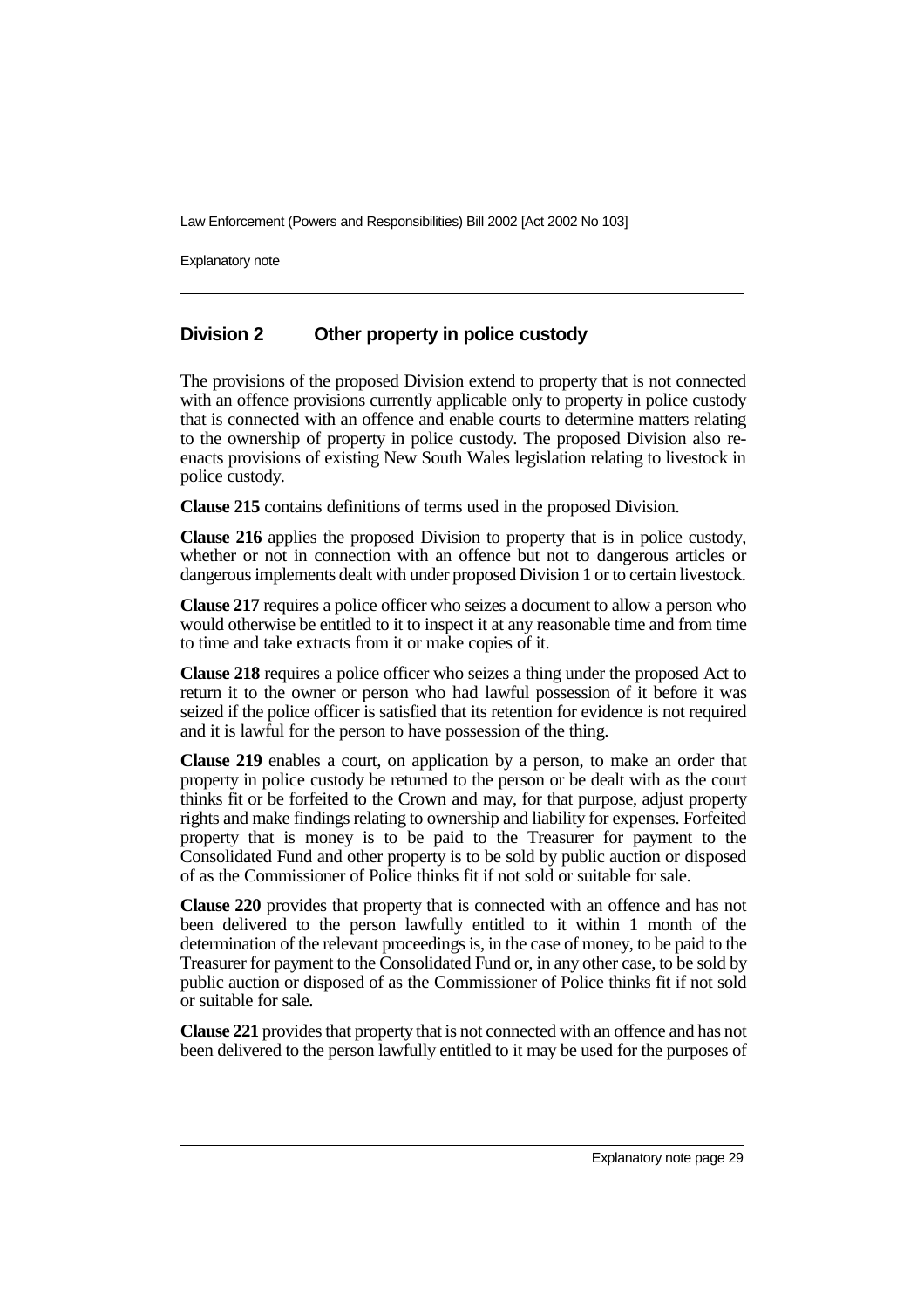## Division 2 Other property in police custody

The provisions of the proposed Division extend to property that is not connected with an offence provisions currently applicable only to property in police custody that is connected with an offence and enable courts to determine matters relating to the ownership of property in police custody. The proposed Division also re-enacts provisions of existing New South Wales legislation relating to livestock in police custody.

**Clause 215** contains definitions of terms used in the proposed Division.

**Clause 216** applies the proposed Division to property that is in police custody, whether or not in connection with an offence but not to dangerous articles or dangerous implements dealt with under proposed Division 1 or to certain livestock.

**Clause 217** requires a police officer who seizes a document to allow a person who would otherwise be entitled to it to inspect it at any reasonable time and from time to time and take extracts from it or make copies of it.

**Clause 218** requires a police officer who seizes a thing under the proposed Act to return it to the owner or person who had lawful possession of it before it was seized if the police officer is satisfied that its retention for evidence is not required and it is lawful for the person to have possession of the thing.

**Clause 219** enables a court, on application by a person, to make an order that property in police custody be returned to the person or be dealt with as the court thinks fit or be forfeited to the Crown and may, for that purpose, adjust property rights and make findings relating to ownership and liability for expenses. Forfeited property that is money is to be paid to the Treasurer for payment to the Consolidated Fund and other property is to be sold by public auction or disposed of as the Commissioner of Police thinks fit if not sold or suitable for sale.

**Clause 220** provides that property that is connected with an offence and has not been delivered to the person lawfully entitled to it within 1 month of the determination of the relevant proceedings is, in the case of money, to be paid to the Treasurer for payment to the Consolidated Fund or, in any other case, to be sold by public auction or disposed of as the Commissioner of Police thinks fit if not sold or suitable for sale.

**Clause 221** provides that property that is not connected with an offence and has not been delivered to the person lawfully entitled to it may be used for the purposes of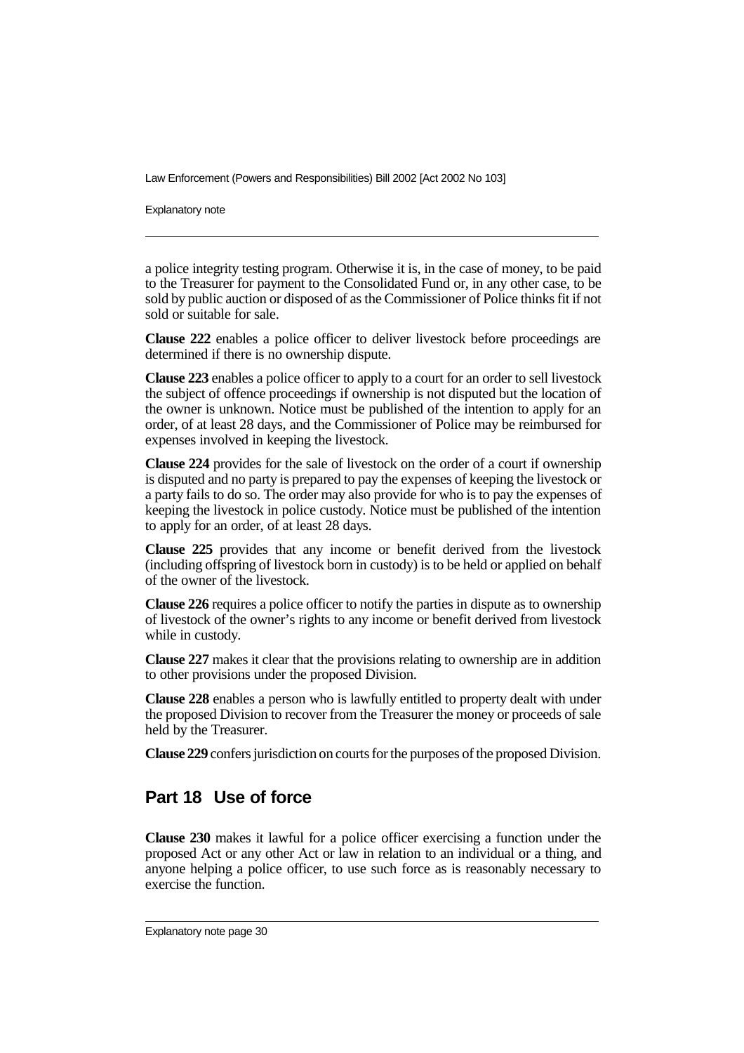a police integrity testing program. Otherwise it is, in the case of money, to be paid to the Treasurer for payment to the Consolidated Fund or, in any other case, to be sold by public auction or disposed of as the Commissioner of Police thinks fit if not sold or suitable for sale.

**Clause 222** enables a police officer to deliver livestock before proceedings are determined if there is no ownership dispute.

**Clause 223** enables a police officer to apply to a court for an order to sell livestock the subject of offence proceedings if ownership is not disputed but the location of the owner is unknown. Notice must be published of the intention to apply for an order, of at least 28 days, and the Commissioner of Police may be reimbursed for expenses involved in keeping the livestock.

**Clause 224** provides for the sale of livestock on the order of a court if ownership is disputed and no party is prepared to pay the expenses of keeping the livestock or a party fails to do so. The order may also provide for who is to pay the expenses of keeping the livestock in police custody. Notice must be published of the intention to apply for an order, of at least 28 days.

**Clause 225** provides that any income or benefit derived from the livestock (including offspring of livestock born in custody) is to be held or applied on behalf of the owner of the livestock.

**Clause 226** requires a police officer to notify the parties in dispute as to ownership of livestock of the owner's rights to any income or benefit derived from livestock while in custody.

**Clause 227** makes it clear that the provisions relating to ownership are in addition to other provisions under the proposed Division.

**Clause 228** enables a person who is lawfully entitled to property dealt with under the proposed Division to recover from the Treasurer the money or proceeds of sale held by the Treasurer.

**Clause 229** confers jurisdiction on courts for the purposes of the proposed Division.

## Part 18 Use of force

**Clause 230** makes it lawful for a police officer exercising a function under the proposed Act or any other Act or law in relation to an individual or a thing, and anyone helping a police officer, to use such force as is reasonably necessary to exercise the function.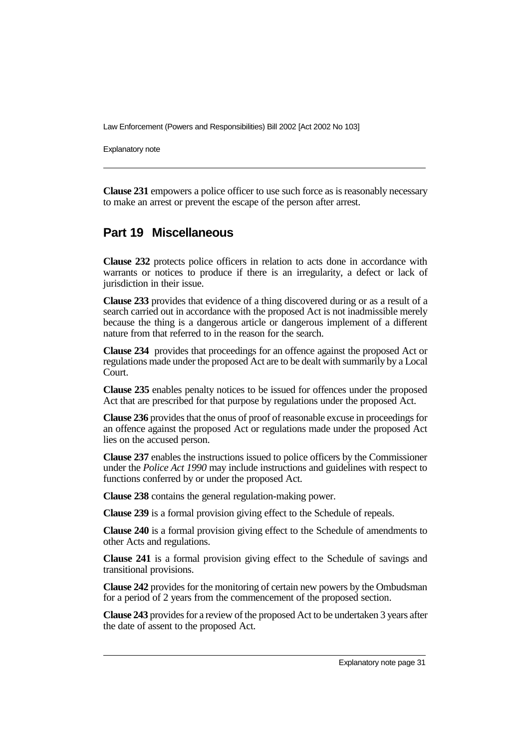**Clause 231** empowers a police officer to use such force as is reasonably necessary to make an arrest or prevent the escape of the person after arrest.

## Part 19 Miscellaneous

**Clause 232** protects police officers in relation to acts done in accordance with warrants or notices to produce if there is an irregularity, a defect or lack of jurisdiction in their issue.

**Clause 233** provides that evidence of a thing discovered during or as a result of a search carried out in accordance with the proposed Act is not inadmissible merely because the thing is a dangerous article or dangerous implement of a different nature from that referred to in the reason for the search.

**Clause 234** provides that proceedings for an offence against the proposed Act or regulations made under the proposed Act are to be dealt with summarily by a Local Court.

**Clause 235** enables penalty notices to be issued for offences under the proposed Act that are prescribed for that purpose by regulations under the proposed Act.

**Clause 236** provides that the onus of proof of reasonable excuse in proceedings for an offence against the proposed Act or regulations made under the proposed Act lies on the accused person.

**Clause 237** enables the instructions issued to police officers by the Commissioner under the *Police Act 1990* may include instructions and guidelines with respect to functions conferred by or under the proposed Act.

**Clause 238** contains the general regulation-making power.

**Clause 239** is a formal provision giving effect to the Schedule of repeals.

**Clause 240** is a formal provision giving effect to the Schedule of amendments to other Acts and regulations.

**Clause 241** is a formal provision giving effect to the Schedule of savings and transitional provisions.

**Clause 242** provides for the monitoring of certain new powers by the Ombudsman for a period of 2 years from the commencement of the proposed section.

**Clause 243** provides for a review of the proposed Act to be undertaken 3 years after the date of assent to the proposed Act.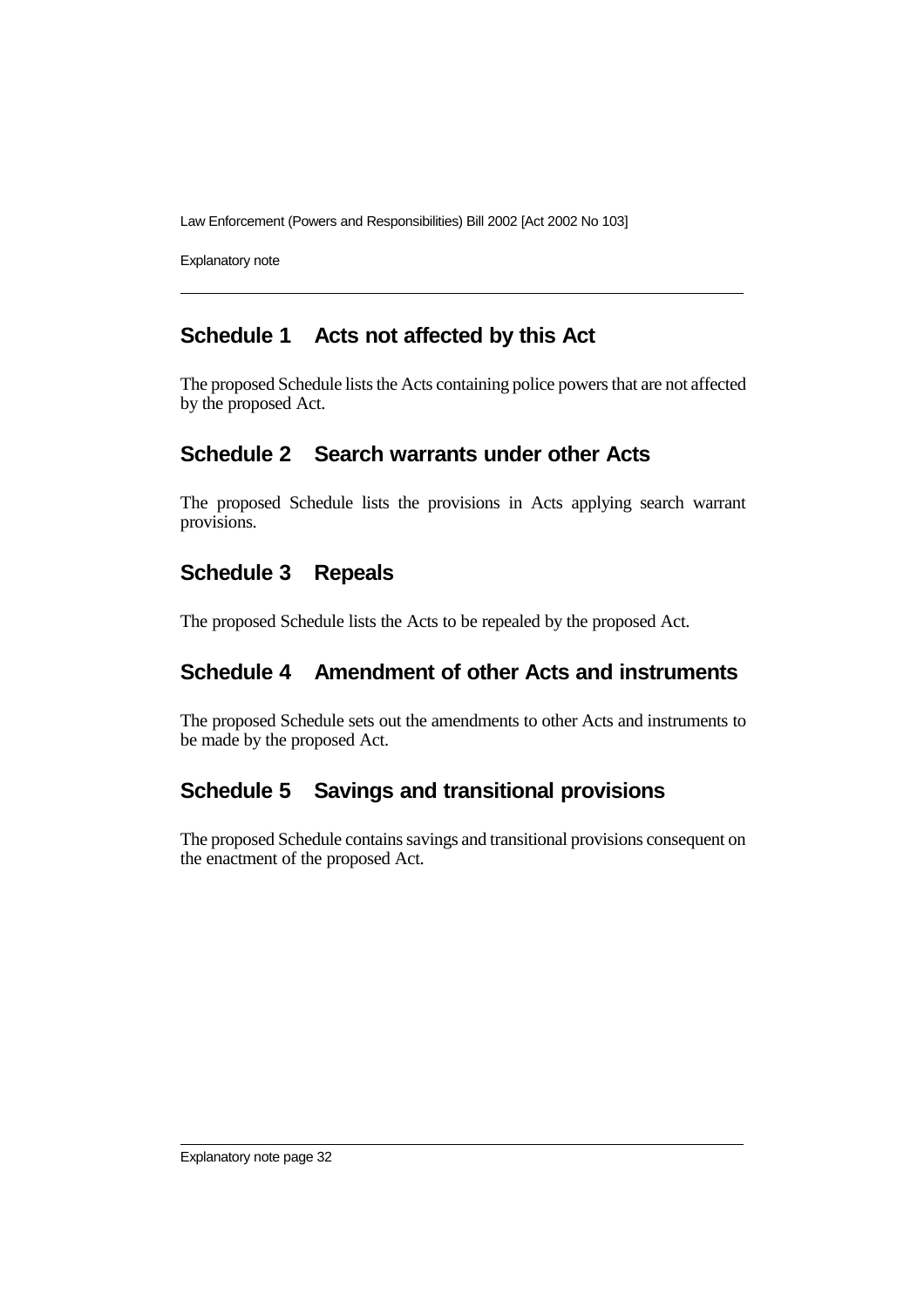## Schedule 1 Acts not affected by this Act

The proposed Schedule lists the Acts containing police powers that are not affected by the proposed Act.

## Schedule 2 Search warrants under other Acts

The proposed Schedule lists the provisions in Acts applying search warrant provisions.

## Schedule 3 Repeals

The proposed Schedule lists the Acts to be repealed by the proposed Act.

## Schedule 4 Amendment of other Acts and instruments

The proposed Schedule sets out the amendments to other Acts and instruments to be made by the proposed Act.

## Schedule 5 Savings and transitional provisions

The proposed Schedule contains savings and transitional provisions consequent on the enactment of the proposed Act.